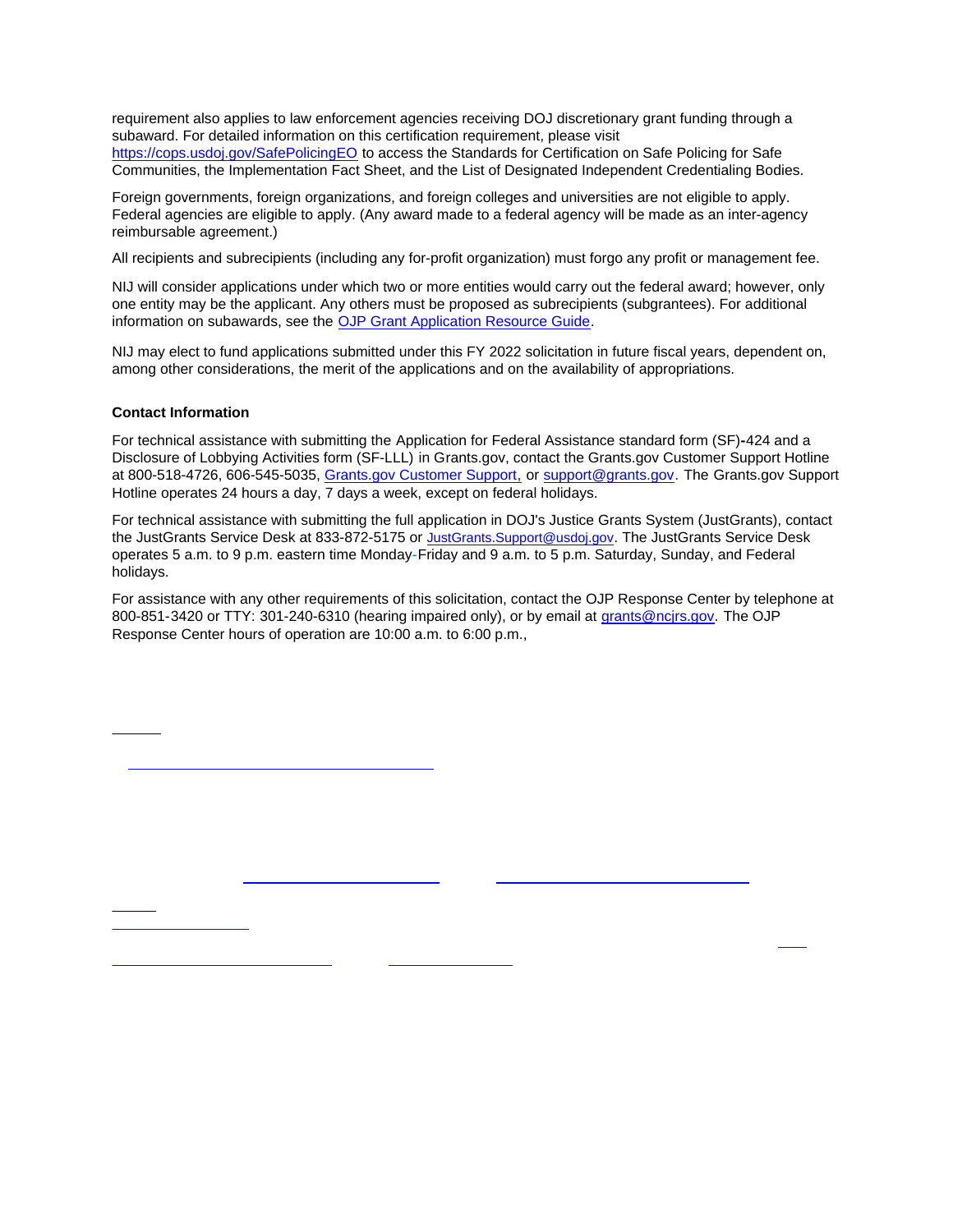requirement also applies to law enforcement agencies receiving DOJ discretionary grant funding through a subaward. For detailed information on this certification requirement, please visit https://cops.usdoj.gov/SafePolicingEO to access the Standards for Certification on Safe Policing for Safe Communities, the Implementation Fact Sheet, and the List of Designated Independent Credentialing Bodies.

Foreign governments, foreign organizations, and foreign colleges and universities are not eligible to apply. Federal agencies are eligible to apply. (Any award made to a federal agency will be made as an inter-agency reimbursable agreement.)

All recipients and subrecipients (including any for-profit organization) must forgo any profit or management fee.

NIJ will consider applications under which two or more entities would carry out the federal award; however, only one entity may be the applicant. Any others must be proposed as subrecipients (subgrantees). For additional information on subawards, see the OJP Grant Application Resource Guide.

NIJ may elect to fund applications submitted under this FY 2022 solicitation in future fiscal years, dependent on, among other considerations, the merit of the applications and on the availability of appropriations.

### Contact Information

For technical assistance with submitting the Application for Federal Assistance standard form (SF)-424 and a Disclosure of Lobbying Activities form (SF-LLL) in Grants.gov, contact the Grants.gov Customer Support Hotline at 800-518-4726, 606-545-5035, Grants.gov Customer Support, or support@grants.gov. The Grants.gov Support Hotline operates 24 hours a day, 7 days a week, except on federal holidays.

For technical assistance with submitting the full application in DOJ's Justice Grants System (JustGrants), contact the JustGrants Service Desk at 833-872-5175 or JustGrants.Support@usdoj.gov. The JustGrants Service Desk operates 5 a.m. to 9 p.m. eastern time Monday-Friday and 9 a.m. to 5 p.m. Saturday, Sunday, and Federal holidays.

For assistance with any other requirements of this solicitation, contact the OJP Response Center by telephone at 800-851-3420 or TTY: 301-240-6310 (hearing impaired only), or by email at grants@ncjrs.gov. The OJP Response Center hours of operation are 10:00 a.m. to 6:00 p.m.,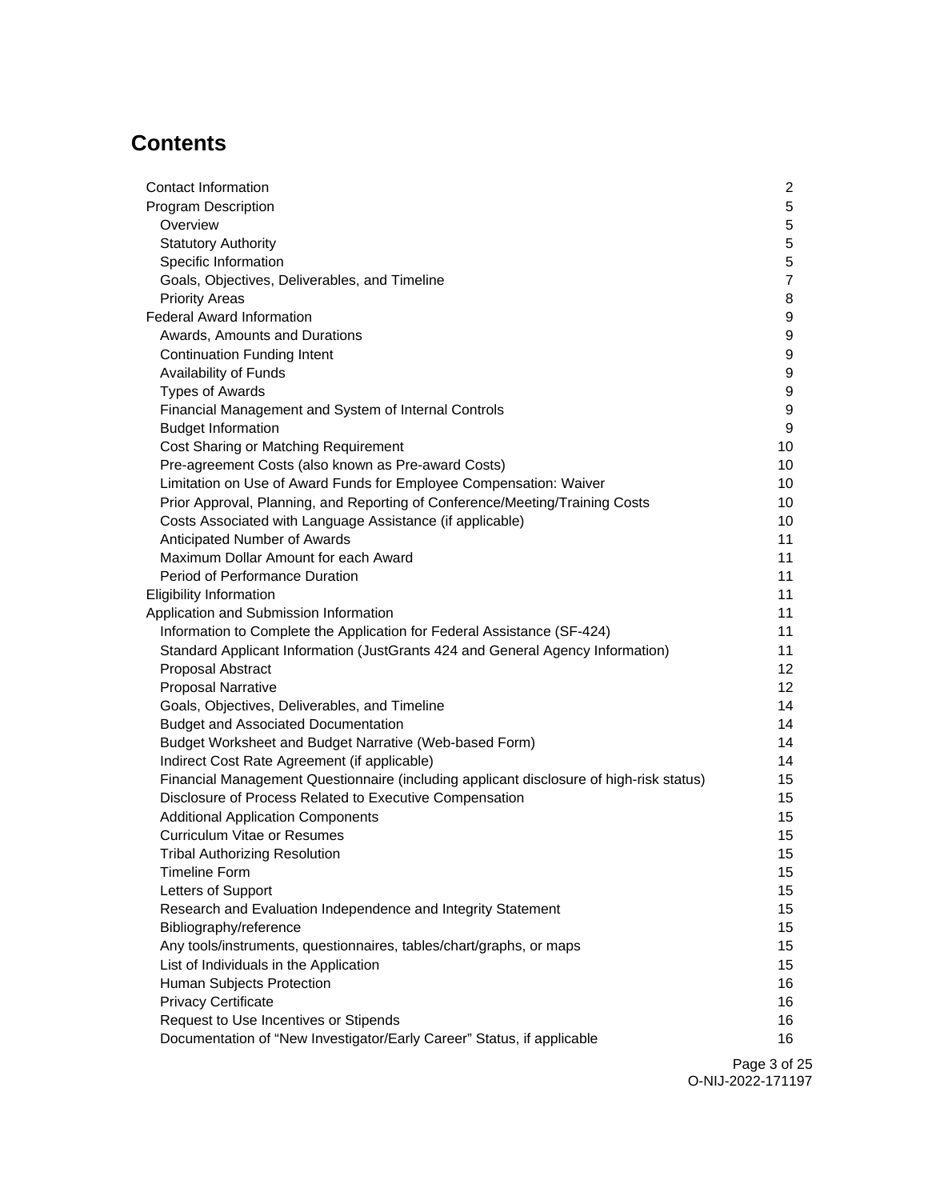## Contents

| | |
|---|---|
| Contact Information | 2 |
| Program Description | 5 |
| &nbsp;&nbsp;Overview | 5 |
| &nbsp;&nbsp;Statutory Authority | 5 |
| &nbsp;&nbsp;Specific Information | 5 |
| &nbsp;&nbsp;Goals, Objectives, Deliverables, and Timeline | 7 |
| &nbsp;&nbsp;Priority Areas | 8 |
| Federal Award Information | 9 |
| &nbsp;&nbsp;Awards, Amounts and Durations | 9 |
| &nbsp;&nbsp;Continuation Funding Intent | 9 |
| &nbsp;&nbsp;Availability of Funds | 9 |
| &nbsp;&nbsp;Types of Awards | 9 |
| &nbsp;&nbsp;Financial Management and System of Internal Controls | 9 |
| &nbsp;&nbsp;Budget Information | 9 |
| &nbsp;&nbsp;Cost Sharing or Matching Requirement | 10 |
| &nbsp;&nbsp;Pre-agreement Costs (also known as Pre-award Costs) | 10 |
| &nbsp;&nbsp;Limitation on Use of Award Funds for Employee Compensation: Waiver | 10 |
| &nbsp;&nbsp;Prior Approval, Planning, and Reporting of Conference/Meeting/Training Costs | 10 |
| &nbsp;&nbsp;Costs Associated with Language Assistance (if applicable) | 10 |
| &nbsp;&nbsp;Anticipated Number of Awards | 11 |
| &nbsp;&nbsp;Maximum Dollar Amount for each Award | 11 |
| &nbsp;&nbsp;Period of Performance Duration | 11 |
| Eligibility Information | 11 |
| Application and Submission Information | 11 |
| &nbsp;&nbsp;Information to Complete the Application for Federal Assistance (SF-424) | 11 |
| &nbsp;&nbsp;Standard Applicant Information (JustGrants 424 and General Agency Information) | 11 |
| &nbsp;&nbsp;Proposal Abstract | 12 |
| &nbsp;&nbsp;Proposal Narrative | 12 |
| &nbsp;&nbsp;Goals, Objectives, Deliverables, and Timeline | 14 |
| &nbsp;&nbsp;Budget and Associated Documentation | 14 |
| &nbsp;&nbsp;Budget Worksheet and Budget Narrative (Web-based Form) | 14 |
| &nbsp;&nbsp;Indirect Cost Rate Agreement (if applicable) | 14 |
| &nbsp;&nbsp;Financial Management Questionnaire (including applicant disclosure of high-risk status) | 15 |
| &nbsp;&nbsp;Disclosure of Process Related to Executive Compensation | 15 |
| &nbsp;&nbsp;Additional Application Components | 15 |
| &nbsp;&nbsp;Curriculum Vitae or Resumes | 15 |
| &nbsp;&nbsp;Tribal Authorizing Resolution | 15 |
| &nbsp;&nbsp;Timeline Form | 15 |
| &nbsp;&nbsp;Letters of Support | 15 |
| &nbsp;&nbsp;Research and Evaluation Independence and Integrity Statement | 15 |
| &nbsp;&nbsp;Bibliography/reference | 15 |
| &nbsp;&nbsp;Any tools/instruments, questionnaires, tables/chart/graphs, or maps | 15 |
| &nbsp;&nbsp;List of Individuals in the Application | 15 |
| &nbsp;&nbsp;Human Subjects Protection | 16 |
| &nbsp;&nbsp;Privacy Certificate | 16 |
| &nbsp;&nbsp;Request to Use Incentives or Stipends | 16 |
| &nbsp;&nbsp;Documentation of "New Investigator/Early Career" Status, if applicable | 16 |

O-NIJ-2022-171197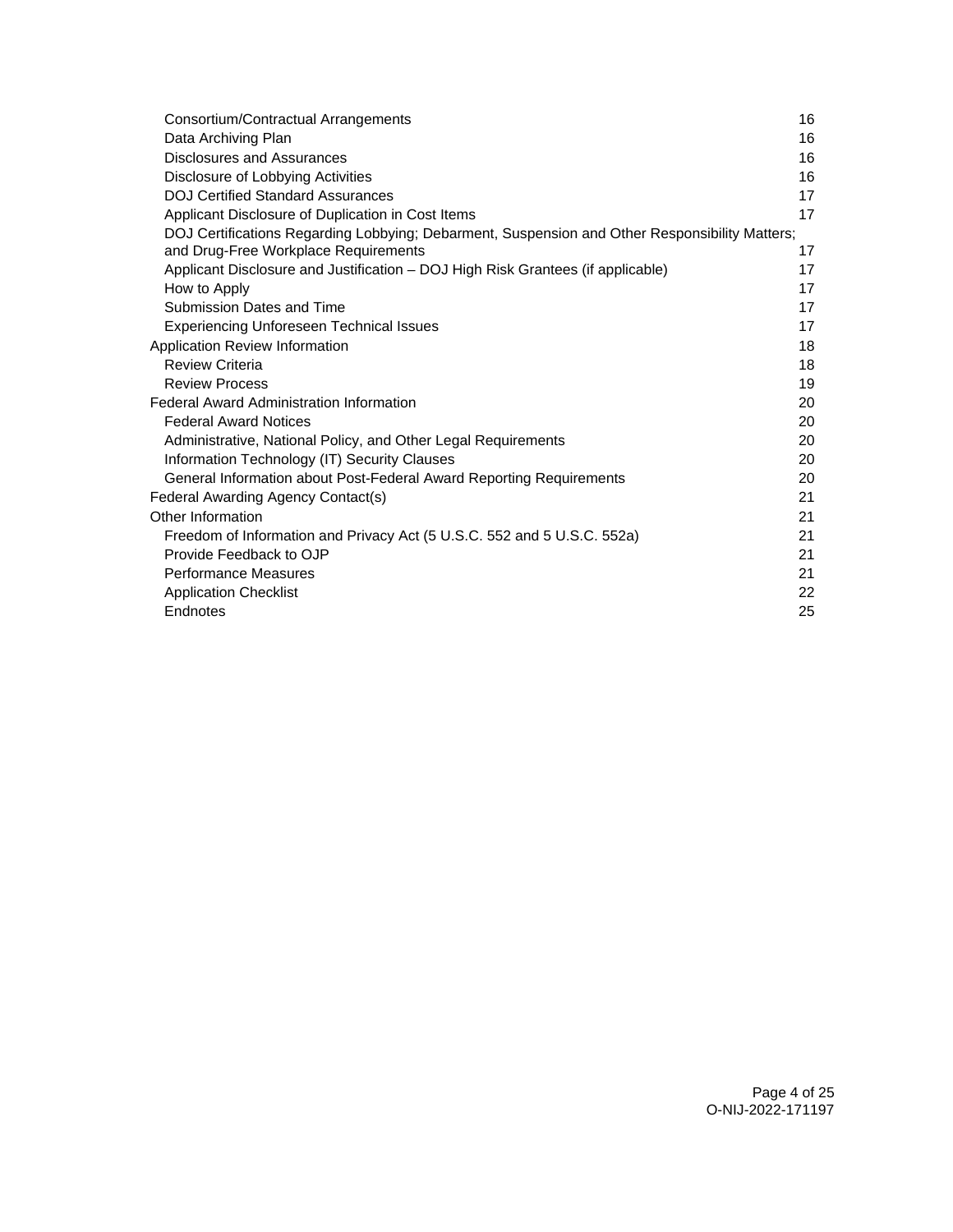| | |
|---|---|
| Consortium/Contractual Arrangements | 16 |
| Data Archiving Plan | 16 |
| Disclosures and Assurances | 16 |
| Disclosure of Lobbying Activities | 16 |
| DOJ Certified Standard Assurances | 17 |
| Applicant Disclosure of Duplication in Cost Items | 17 |
| DOJ Certifications Regarding Lobbying; Debarment, Suspension and Other Responsibility Matters; and Drug-Free Workplace Requirements | 17 |
| Applicant Disclosure and Justification – DOJ High Risk Grantees (if applicable) | 17 |
| How to Apply | 17 |
| Submission Dates and Time | 17 |
| Experiencing Unforeseen Technical Issues | 17 |
| Application Review Information | 18 |
| Review Criteria | 18 |
| Review Process | 19 |
| Federal Award Administration Information | 20 |
| Federal Award Notices | 20 |
| Administrative, National Policy, and Other Legal Requirements | 20 |
| Information Technology (IT) Security Clauses | 20 |
| General Information about Post-Federal Award Reporting Requirements | 20 |
| Federal Awarding Agency Contact(s) | 21 |
| Other Information | 21 |
| Freedom of Information and Privacy Act (5 U.S.C. 552 and 5 U.S.C. 552a) | 21 |
| Provide Feedback to OJP | 21 |
| Performance Measures | 21 |
| Application Checklist | 22 |
| Endnotes | 25 |

O-NIJ-2022-171197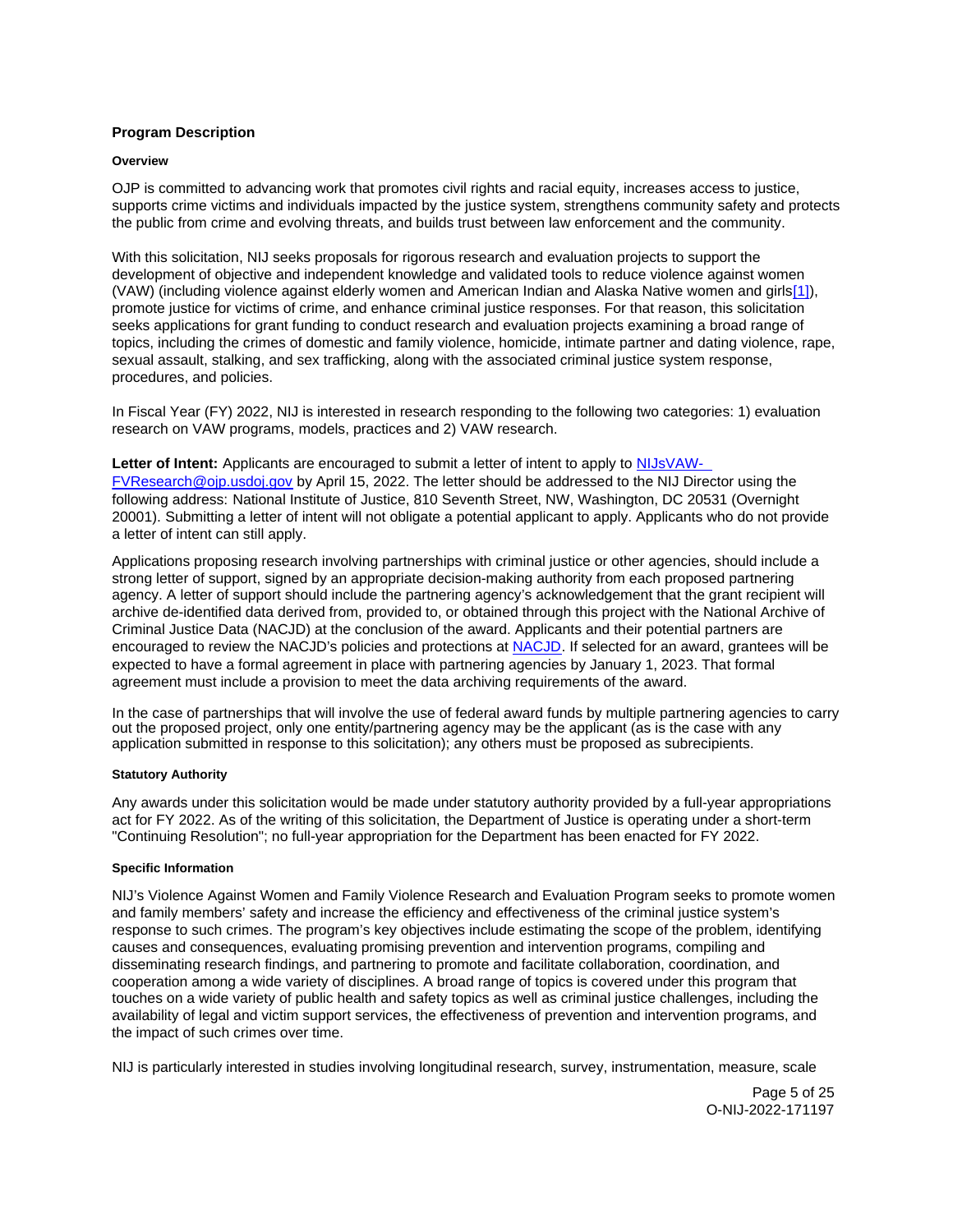## Program Description

### Overview

OJP is committed to advancing work that promotes civil rights and racial equity, increases access to justice, supports crime victims and individuals impacted by the justice system, strengthens community safety and protects the public from crime and evolving threats, and builds trust between law enforcement and the community.

With this solicitation, NIJ seeks proposals for rigorous research and evaluation projects to support the development of objective and independent knowledge and validated tools to reduce violence against women (VAW) (including violence against elderly women and American Indian and Alaska Native women and girls[1]), promote justice for victims of crime, and enhance criminal justice responses. For that reason, this solicitation seeks applications for grant funding to conduct research and evaluation projects examining a broad range of topics, including the crimes of domestic and family violence, homicide, intimate partner and dating violence, rape, sexual assault, stalking, and sex trafficking, along with the associated criminal justice system response, procedures, and policies.

In Fiscal Year (FY) 2022, NIJ is interested in research responding to the following two categories: 1) evaluation research on VAW programs, models, practices and 2) VAW research.

**Letter of Intent:** Applicants are encouraged to submit a letter of intent to apply to NIJsVAW-FVResearch@ojp.usdoj.gov by April 15, 2022. The letter should be addressed to the NIJ Director using the following address: National Institute of Justice, 810 Seventh Street, NW, Washington, DC 20531 (Overnight 20001). Submitting a letter of intent will not obligate a potential applicant to apply. Applicants who do not provide a letter of intent can still apply.

Applications proposing research involving partnerships with criminal justice or other agencies, should include a strong letter of support, signed by an appropriate decision-making authority from each proposed partnering agency. A letter of support should include the partnering agency's acknowledgement that the grant recipient will archive de-identified data derived from, provided to, or obtained through this project with the National Archive of Criminal Justice Data (NACJD) at the conclusion of the award. Applicants and their potential partners are encouraged to review the NACJD's policies and protections at NACJD. If selected for an award, grantees will be expected to have a formal agreement in place with partnering agencies by January 1, 2023. That formal agreement must include a provision to meet the data archiving requirements of the award.

In the case of partnerships that will involve the use of federal award funds by multiple partnering agencies to carry out the proposed project, only one entity/partnering agency may be the applicant (as is the case with any application submitted in response to this solicitation); any others must be proposed as subrecipients.

### Statutory Authority

Any awards under this solicitation would be made under statutory authority provided by a full-year appropriations act for FY 2022. As of the writing of this solicitation, the Department of Justice is operating under a short-term "Continuing Resolution"; no full-year appropriation for the Department has been enacted for FY 2022.

### Specific Information

NIJ's Violence Against Women and Family Violence Research and Evaluation Program seeks to promote women and family members' safety and increase the efficiency and effectiveness of the criminal justice system's response to such crimes. The program's key objectives include estimating the scope of the problem, identifying causes and consequences, evaluating promising prevention and intervention programs, compiling and disseminating research findings, and partnering to promote and facilitate collaboration, coordination, and cooperation among a wide variety of disciplines. A broad range of topics is covered under this program that touches on a wide variety of public health and safety topics as well as criminal justice challenges, including the availability of legal and victim support services, the effectiveness of prevention and intervention programs, and the impact of such crimes over time.

NIJ is particularly interested in studies involving longitudinal research, survey, instrumentation, measure, scale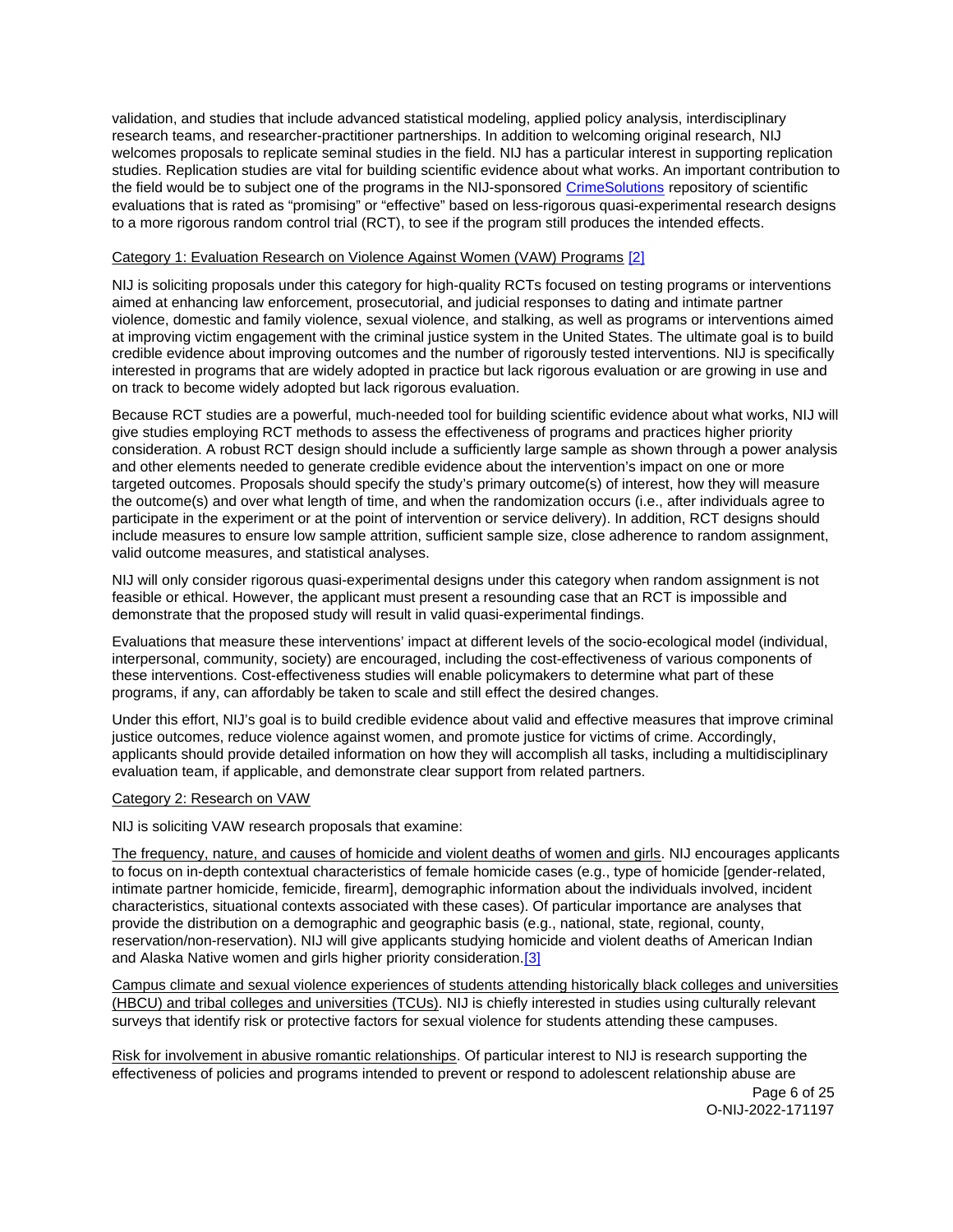validation, and studies that include advanced statistical modeling, applied policy analysis, interdisciplinary research teams, and researcher-practitioner partnerships. In addition to welcoming original research, NIJ welcomes proposals to replicate seminal studies in the field. NIJ has a particular interest in supporting replication studies. Replication studies are vital for building scientific evidence about what works. An important contribution to the field would be to subject one of the programs in the NIJ-sponsored CrimeSolutions repository of scientific evaluations that is rated as "promising" or "effective" based on less-rigorous quasi-experimental research designs to a more rigorous random control trial (RCT), to see if the program still produces the intended effects.

Category 1: Evaluation Research on Violence Against Women (VAW) Programs [2]

NIJ is soliciting proposals under this category for high-quality RCTs focused on testing programs or interventions aimed at enhancing law enforcement, prosecutorial, and judicial responses to dating and intimate partner violence, domestic and family violence, sexual violence, and stalking, as well as programs or interventions aimed at improving victim engagement with the criminal justice system in the United States. The ultimate goal is to build credible evidence about improving outcomes and the number of rigorously tested interventions. NIJ is specifically interested in programs that are widely adopted in practice but lack rigorous evaluation or are growing in use and on track to become widely adopted but lack rigorous evaluation.

Because RCT studies are a powerful, much-needed tool for building scientific evidence about what works, NIJ will give studies employing RCT methods to assess the effectiveness of programs and practices higher priority consideration. A robust RCT design should include a sufficiently large sample as shown through a power analysis and other elements needed to generate credible evidence about the intervention's impact on one or more targeted outcomes. Proposals should specify the study's primary outcome(s) of interest, how they will measure the outcome(s) and over what length of time, and when the randomization occurs (i.e., after individuals agree to participate in the experiment or at the point of intervention or service delivery). In addition, RCT designs should include measures to ensure low sample attrition, sufficient sample size, close adherence to random assignment, valid outcome measures, and statistical analyses.

NIJ will only consider rigorous quasi-experimental designs under this category when random assignment is not feasible or ethical. However, the applicant must present a resounding case that an RCT is impossible and demonstrate that the proposed study will result in valid quasi-experimental findings.

Evaluations that measure these interventions' impact at different levels of the socio-ecological model (individual, interpersonal, community, society) are encouraged, including the cost-effectiveness of various components of these interventions. Cost-effectiveness studies will enable policymakers to determine what part of these programs, if any, can affordably be taken to scale and still effect the desired changes.

Under this effort, NIJ's goal is to build credible evidence about valid and effective measures that improve criminal justice outcomes, reduce violence against women, and promote justice for victims of crime. Accordingly, applicants should provide detailed information on how they will accomplish all tasks, including a multidisciplinary evaluation team, if applicable, and demonstrate clear support from related partners.

Category 2: Research on VAW

NIJ is soliciting VAW research proposals that examine:

The frequency, nature, and causes of homicide and violent deaths of women and girls. NIJ encourages applicants to focus on in-depth contextual characteristics of female homicide cases (e.g., type of homicide [gender-related, intimate partner homicide, femicide, firearm], demographic information about the individuals involved, incident characteristics, situational contexts associated with these cases). Of particular importance are analyses that provide the distribution on a demographic and geographic basis (e.g., national, state, regional, county, reservation/non-reservation). NIJ will give applicants studying homicide and violent deaths of American Indian and Alaska Native women and girls higher priority consideration.[3]

Campus climate and sexual violence experiences of students attending historically black colleges and universities (HBCU) and tribal colleges and universities (TCUs). NIJ is chiefly interested in studies using culturally relevant surveys that identify risk or protective factors for sexual violence for students attending these campuses.

Risk for involvement in abusive romantic relationships. Of particular interest to NIJ is research supporting the effectiveness of policies and programs intended to prevent or respond to adolescent relationship abuse are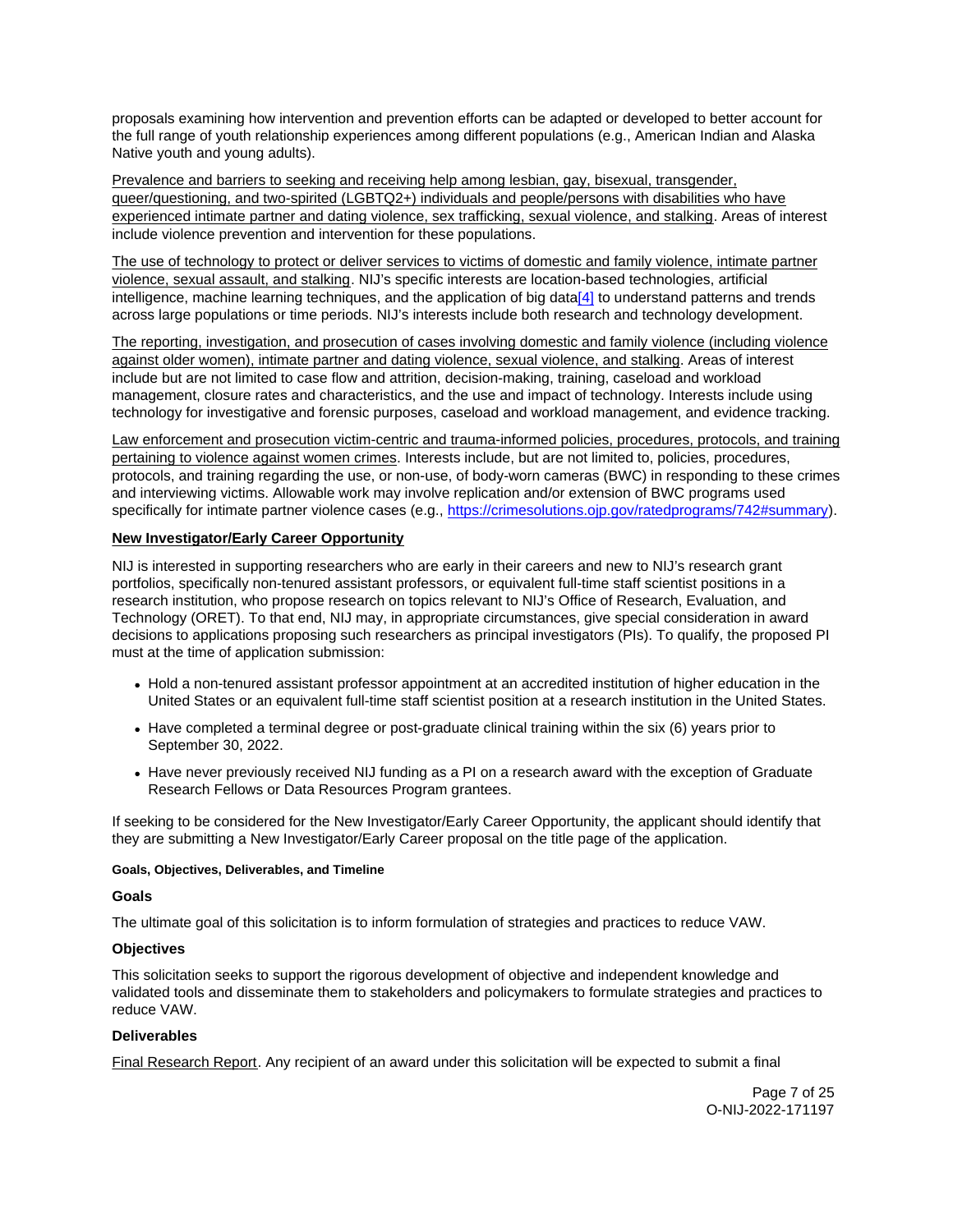proposals examining how intervention and prevention efforts can be adapted or developed to better account for the full range of youth relationship experiences among different populations (e.g., American Indian and Alaska Native youth and young adults).

Prevalence and barriers to seeking and receiving help among lesbian, gay, bisexual, transgender, queer/questioning, and two-spirited (LGBTQ2+) individuals and people/persons with disabilities who have experienced intimate partner and dating violence, sex trafficking, sexual violence, and stalking. Areas of interest include violence prevention and intervention for these populations.

The use of technology to protect or deliver services to victims of domestic and family violence, intimate partner violence, sexual assault, and stalking. NIJ's specific interests are location-based technologies, artificial intelligence, machine learning techniques, and the application of big data[4] to understand patterns and trends across large populations or time periods. NIJ's interests include both research and technology development.

The reporting, investigation, and prosecution of cases involving domestic and family violence (including violence against older women), intimate partner and dating violence, sexual violence, and stalking. Areas of interest include but are not limited to case flow and attrition, decision-making, training, caseload and workload management, closure rates and characteristics, and the use and impact of technology. Interests include using technology for investigative and forensic purposes, caseload and workload management, and evidence tracking.

Law enforcement and prosecution victim-centric and trauma-informed policies, procedures, protocols, and training pertaining to violence against women crimes. Interests include, but are not limited to, policies, procedures, protocols, and training regarding the use, or non-use, of body-worn cameras (BWC) in responding to these crimes and interviewing victims. Allowable work may involve replication and/or extension of BWC programs used specifically for intimate partner violence cases (e.g., https://crimesolutions.ojp.gov/ratedprograms/742#summary).

**New Investigator/Early Career Opportunity**

NIJ is interested in supporting researchers who are early in their careers and new to NIJ's research grant portfolios, specifically non-tenured assistant professors, or equivalent full-time staff scientist positions in a research institution, who propose research on topics relevant to NIJ's Office of Research, Evaluation, and Technology (ORET). To that end, NIJ may, in appropriate circumstances, give special consideration in award decisions to applications proposing such researchers as principal investigators (PIs). To qualify, the proposed PI must at the time of application submission:

- Hold a non-tenured assistant professor appointment at an accredited institution of higher education in the United States or an equivalent full-time staff scientist position at a research institution in the United States.
- Have completed a terminal degree or post-graduate clinical training within the six (6) years prior to September 30, 2022.
- Have never previously received NIJ funding as a PI on a research award with the exception of Graduate Research Fellows or Data Resources Program grantees.

If seeking to be considered for the New Investigator/Early Career Opportunity, the applicant should identify that they are submitting a New Investigator/Early Career proposal on the title page of the application.

#### Goals, Objectives, Deliverables, and Timeline

**Goals**

The ultimate goal of this solicitation is to inform formulation of strategies and practices to reduce VAW.

**Objectives**

This solicitation seeks to support the rigorous development of objective and independent knowledge and validated tools and disseminate them to stakeholders and policymakers to formulate strategies and practices to reduce VAW.

**Deliverables**

Final Research Report. Any recipient of an award under this solicitation will be expected to submit a final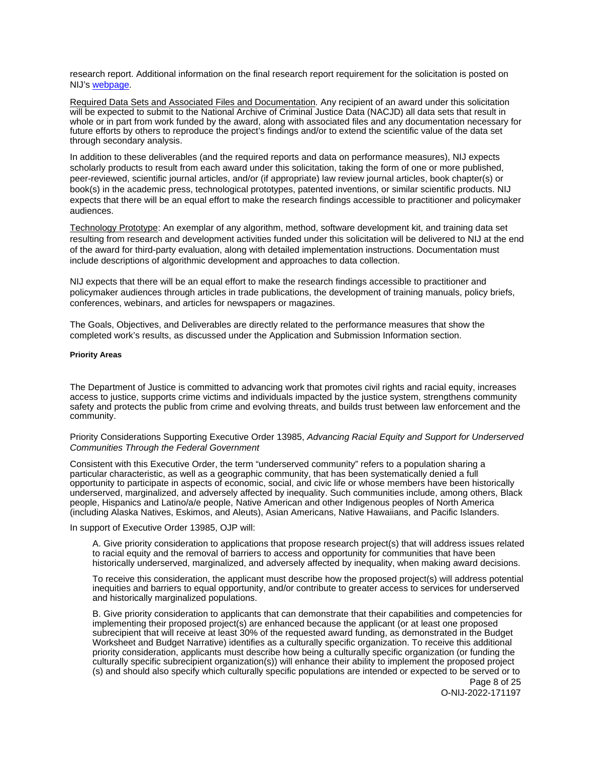research report. Additional information on the final research report requirement for the solicitation is posted on NIJ's webpage.

Required Data Sets and Associated Files and Documentation. Any recipient of an award under this solicitation will be expected to submit to the National Archive of Criminal Justice Data (NACJD) all data sets that result in whole or in part from work funded by the award, along with associated files and any documentation necessary for future efforts by others to reproduce the project's findings and/or to extend the scientific value of the data set through secondary analysis.

In addition to these deliverables (and the required reports and data on performance measures), NIJ expects scholarly products to result from each award under this solicitation, taking the form of one or more published, peer-reviewed, scientific journal articles, and/or (if appropriate) law review journal articles, book chapter(s) or book(s) in the academic press, technological prototypes, patented inventions, or similar scientific products. NIJ expects that there will be an equal effort to make the research findings accessible to practitioner and policymaker audiences.

Technology Prototype: An exemplar of any algorithm, method, software development kit, and training data set resulting from research and development activities funded under this solicitation will be delivered to NIJ at the end of the award for third-party evaluation, along with detailed implementation instructions. Documentation must include descriptions of algorithmic development and approaches to data collection.

NIJ expects that there will be an equal effort to make the research findings accessible to practitioner and policymaker audiences through articles in trade publications, the development of training manuals, policy briefs, conferences, webinars, and articles for newspapers or magazines.

The Goals, Objectives, and Deliverables are directly related to the performance measures that show the completed work's results, as discussed under the Application and Submission Information section.

#### Priority Areas

The Department of Justice is committed to advancing work that promotes civil rights and racial equity, increases access to justice, supports crime victims and individuals impacted by the justice system, strengthens community safety and protects the public from crime and evolving threats, and builds trust between law enforcement and the community.

Priority Considerations Supporting Executive Order 13985, *Advancing Racial Equity and Support for Underserved Communities Through the Federal Government*

Consistent with this Executive Order, the term "underserved community" refers to a population sharing a particular characteristic, as well as a geographic community, that has been systematically denied a full opportunity to participate in aspects of economic, social, and civic life or whose members have been historically underserved, marginalized, and adversely affected by inequality. Such communities include, among others, Black people, Hispanics and Latino/a/e people, Native American and other Indigenous peoples of North America (including Alaska Natives, Eskimos, and Aleuts), Asian Americans, Native Hawaiians, and Pacific Islanders.

In support of Executive Order 13985, OJP will:

A. Give priority consideration to applications that propose research project(s) that will address issues related to racial equity and the removal of barriers to access and opportunity for communities that have been historically underserved, marginalized, and adversely affected by inequality, when making award decisions.

To receive this consideration, the applicant must describe how the proposed project(s) will address potential inequities and barriers to equal opportunity, and/or contribute to greater access to services for underserved and historically marginalized populations.

B. Give priority consideration to applicants that can demonstrate that their capabilities and competencies for implementing their proposed project(s) are enhanced because the applicant (or at least one proposed subrecipient that will receive at least 30% of the requested award funding, as demonstrated in the Budget Worksheet and Budget Narrative) identifies as a culturally specific organization. To receive this additional priority consideration, applicants must describe how being a culturally specific organization (or funding the culturally specific subrecipient organization(s)) will enhance their ability to implement the proposed project (s) and should also specify which culturally specific populations are intended or expected to be served or to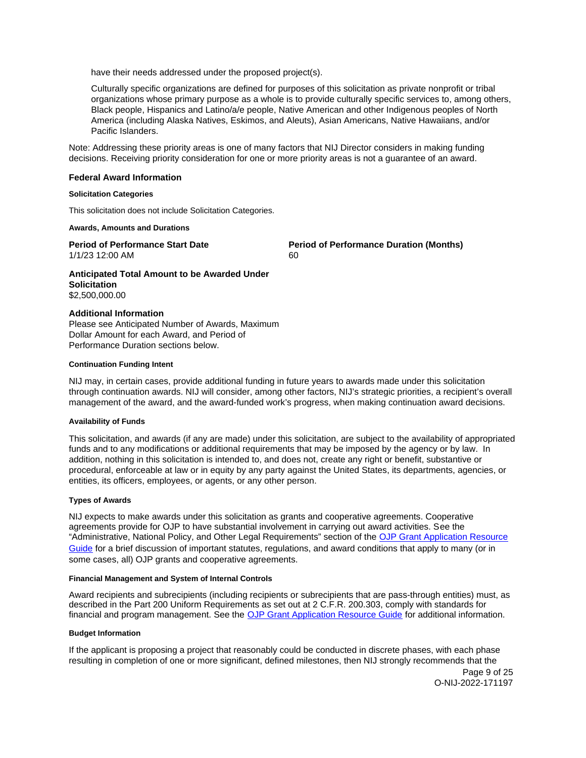have their needs addressed under the proposed project(s).

Culturally specific organizations are defined for purposes of this solicitation as private nonprofit or tribal organizations whose primary purpose as a whole is to provide culturally specific services to, among others, Black people, Hispanics and Latino/a/e people, Native American and other Indigenous peoples of North America (including Alaska Natives, Eskimos, and Aleuts), Asian Americans, Native Hawaiians, and/or Pacific Islanders.

Note: Addressing these priority areas is one of many factors that NIJ Director considers in making funding decisions. Receiving priority consideration for one or more priority areas is not a guarantee of an award.

### Federal Award Information

#### Solicitation Categories

This solicitation does not include Solicitation Categories.

#### Awards, Amounts and Durations

**Period of Performance Start Date**
1/1/23 12:00 AM

**Period of Performance Duration (Months)**
60

**Anticipated Total Amount to be Awarded Under Solicitation**
$2,500,000.00

**Additional Information**
Please see Anticipated Number of Awards, Maximum Dollar Amount for each Award, and Period of Performance Duration sections below.

#### Continuation Funding Intent

NIJ may, in certain cases, provide additional funding in future years to awards made under this solicitation through continuation awards. NIJ will consider, among other factors, NIJ's strategic priorities, a recipient's overall management of the award, and the award-funded work's progress, when making continuation award decisions.

#### Availability of Funds

This solicitation, and awards (if any are made) under this solicitation, are subject to the availability of appropriated funds and to any modifications or additional requirements that may be imposed by the agency or by law. In addition, nothing in this solicitation is intended to, and does not, create any right or benefit, substantive or procedural, enforceable at law or in equity by any party against the United States, its departments, agencies, or entities, its officers, employees, or agents, or any other person.

#### Types of Awards

NIJ expects to make awards under this solicitation as grants and cooperative agreements. Cooperative agreements provide for OJP to have substantial involvement in carrying out award activities. See the "Administrative, National Policy, and Other Legal Requirements" section of the OJP Grant Application Resource Guide for a brief discussion of important statutes, regulations, and award conditions that apply to many (or in some cases, all) OJP grants and cooperative agreements.

#### Financial Management and System of Internal Controls

Award recipients and subrecipients (including recipients or subrecipients that are pass-through entities) must, as described in the Part 200 Uniform Requirements as set out at 2 C.F.R. 200.303, comply with standards for financial and program management. See the OJP Grant Application Resource Guide for additional information.

#### Budget Information

If the applicant is proposing a project that reasonably could be conducted in discrete phases, with each phase resulting in completion of one or more significant, defined milestones, then NIJ strongly recommends that the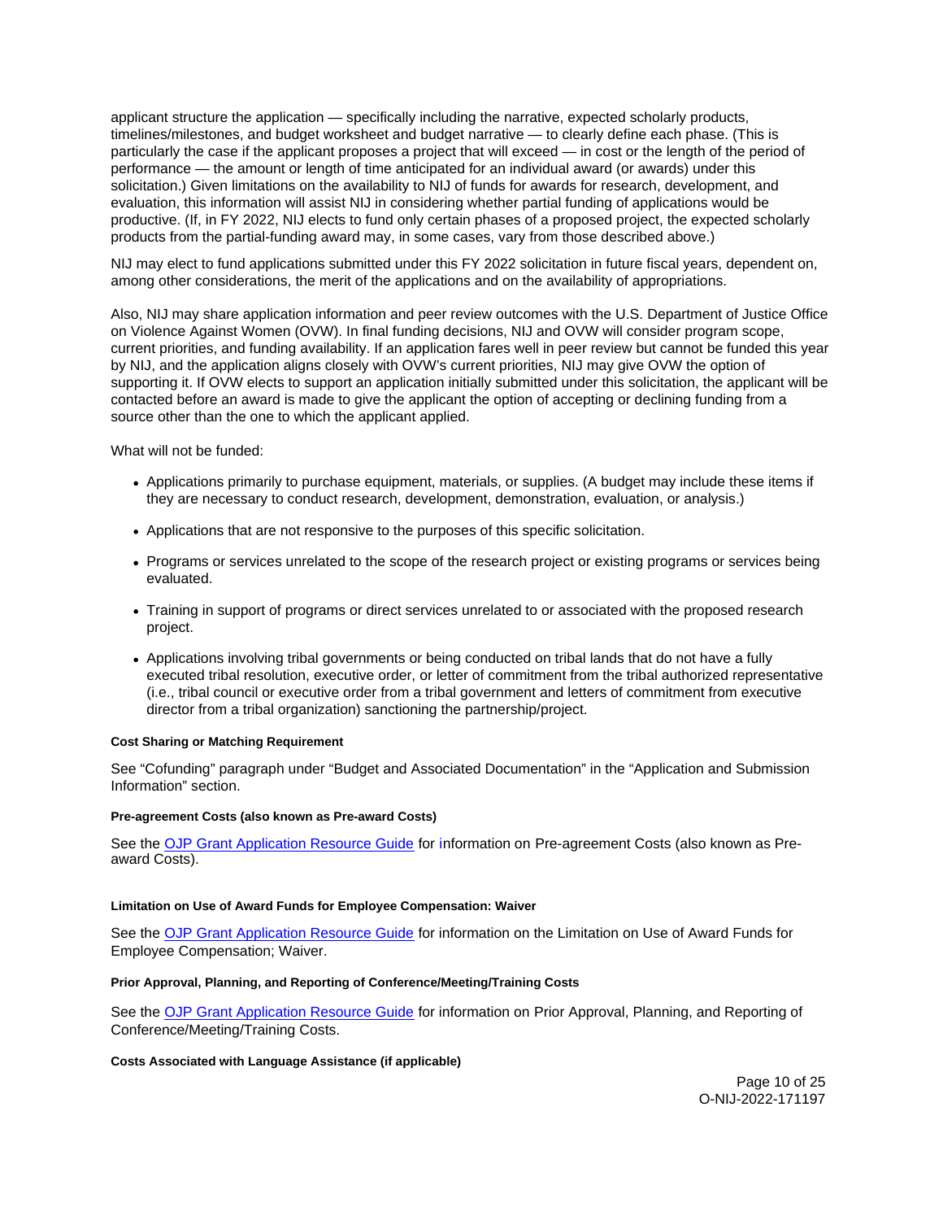applicant structure the application — specifically including the narrative, expected scholarly products, timelines/milestones, and budget worksheet and budget narrative — to clearly define each phase. (This is particularly the case if the applicant proposes a project that will exceed — in cost or the length of the period of performance — the amount or length of time anticipated for an individual award (or awards) under this solicitation.) Given limitations on the availability to NIJ of funds for awards for research, development, and evaluation, this information will assist NIJ in considering whether partial funding of applications would be productive. (If, in FY 2022, NIJ elects to fund only certain phases of a proposed project, the expected scholarly products from the partial-funding award may, in some cases, vary from those described above.)

NIJ may elect to fund applications submitted under this FY 2022 solicitation in future fiscal years, dependent on, among other considerations, the merit of the applications and on the availability of appropriations.

Also, NIJ may share application information and peer review outcomes with the U.S. Department of Justice Office on Violence Against Women (OVW). In final funding decisions, NIJ and OVW will consider program scope, current priorities, and funding availability. If an application fares well in peer review but cannot be funded this year by NIJ, and the application aligns closely with OVW's current priorities, NIJ may give OVW the option of supporting it. If OVW elects to support an application initially submitted under this solicitation, the applicant will be contacted before an award is made to give the applicant the option of accepting or declining funding from a source other than the one to which the applicant applied.

What will not be funded:

- Applications primarily to purchase equipment, materials, or supplies. (A budget may include these items if they are necessary to conduct research, development, demonstration, evaluation, or analysis.)
- Applications that are not responsive to the purposes of this specific solicitation.
- Programs or services unrelated to the scope of the research project or existing programs or services being evaluated.
- Training in support of programs or direct services unrelated to or associated with the proposed research project.
- Applications involving tribal governments or being conducted on tribal lands that do not have a fully executed tribal resolution, executive order, or letter of commitment from the tribal authorized representative (i.e., tribal council or executive order from a tribal government and letters of commitment from executive director from a tribal organization) sanctioning the partnership/project.

#### Cost Sharing or Matching Requirement

See "Cofunding" paragraph under "Budget and Associated Documentation" in the "Application and Submission Information" section.

#### Pre-agreement Costs (also known as Pre-award Costs)

See the OJP Grant Application Resource Guide for information on Pre-agreement Costs (also known as Pre-award Costs).

#### Limitation on Use of Award Funds for Employee Compensation: Waiver

See the OJP Grant Application Resource Guide for information on the Limitation on Use of Award Funds for Employee Compensation; Waiver.

#### Prior Approval, Planning, and Reporting of Conference/Meeting/Training Costs

See the OJP Grant Application Resource Guide for information on Prior Approval, Planning, and Reporting of Conference/Meeting/Training Costs.

#### Costs Associated with Language Assistance (if applicable)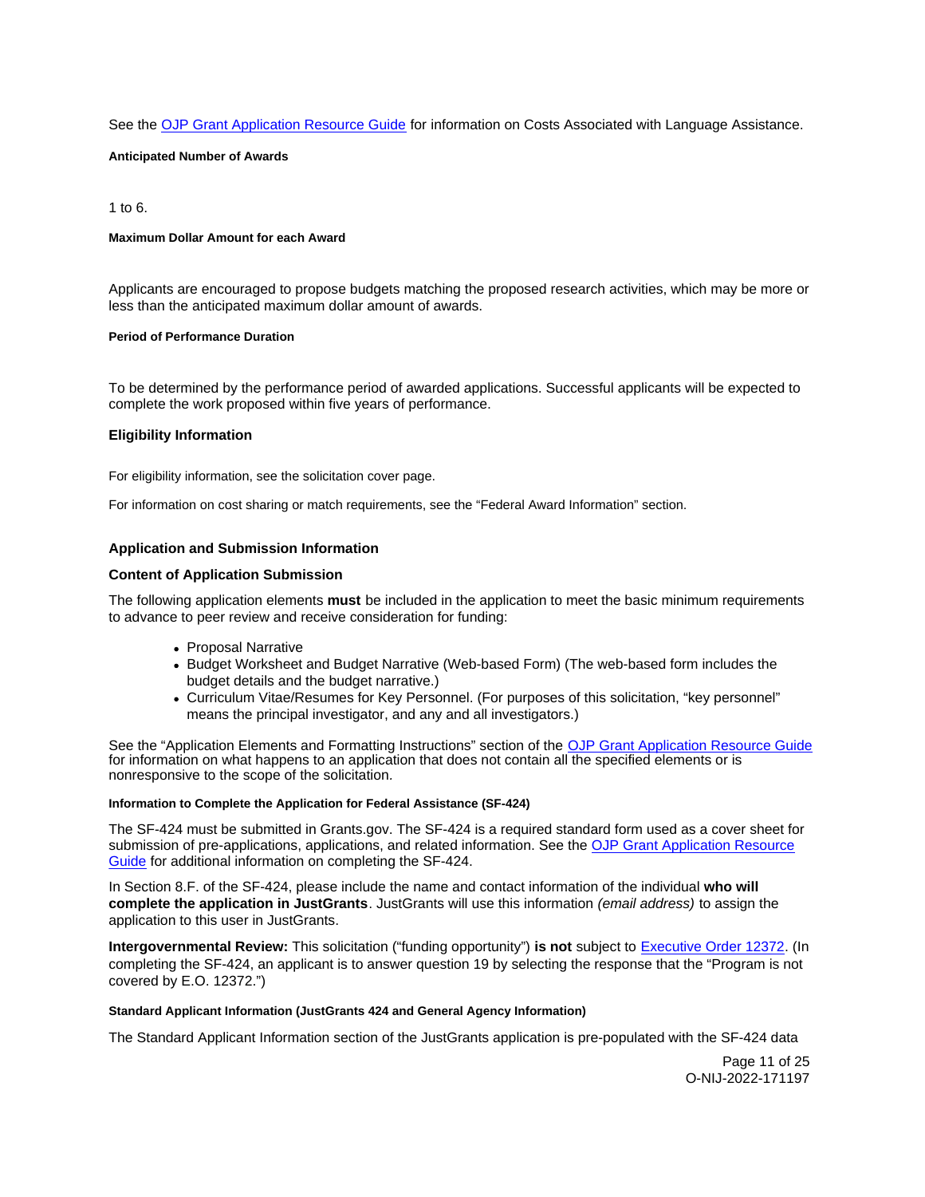See the [OJP Grant Application Resource Guide](#) for information on Costs Associated with Language Assistance.

#### Anticipated Number of Awards

1 to 6.

#### Maximum Dollar Amount for each Award

Applicants are encouraged to propose budgets matching the proposed research activities, which may be more or less than the anticipated maximum dollar amount of awards.

#### Period of Performance Duration

To be determined by the performance period of awarded applications. Successful applicants will be expected to complete the work proposed within five years of performance.

### Eligibility Information

For eligibility information, see the solicitation cover page.

For information on cost sharing or match requirements, see the "Federal Award Information" section.

### Application and Submission Information

### Content of Application Submission

The following application elements **must** be included in the application to meet the basic minimum requirements to advance to peer review and receive consideration for funding:

- Proposal Narrative
- Budget Worksheet and Budget Narrative (Web-based Form) (The web-based form includes the budget details and the budget narrative.)
- Curriculum Vitae/Resumes for Key Personnel. (For purposes of this solicitation, "key personnel" means the principal investigator, and any and all investigators.)

See the "Application Elements and Formatting Instructions" section of the [OJP Grant Application Resource Guide](#) for information on what happens to an application that does not contain all the specified elements or is nonresponsive to the scope of the solicitation.

#### Information to Complete the Application for Federal Assistance (SF-424)

The SF-424 must be submitted in Grants.gov. The SF-424 is a required standard form used as a cover sheet for submission of pre-applications, applications, and related information. See the [OJP Grant Application Resource Guide](#) for additional information on completing the SF-424.

In Section 8.F. of the SF-424, please include the name and contact information of the individual **who will complete the application in JustGrants**. JustGrants will use this information *(email address)* to assign the application to this user in JustGrants.

**Intergovernmental Review:** This solicitation ("funding opportunity") **is not** subject to [Executive Order 12372](#). (In completing the SF-424, an applicant is to answer question 19 by selecting the response that the "Program is not covered by E.O. 12372.")

#### Standard Applicant Information (JustGrants 424 and General Agency Information)

The Standard Applicant Information section of the JustGrants application is pre-populated with the SF-424 data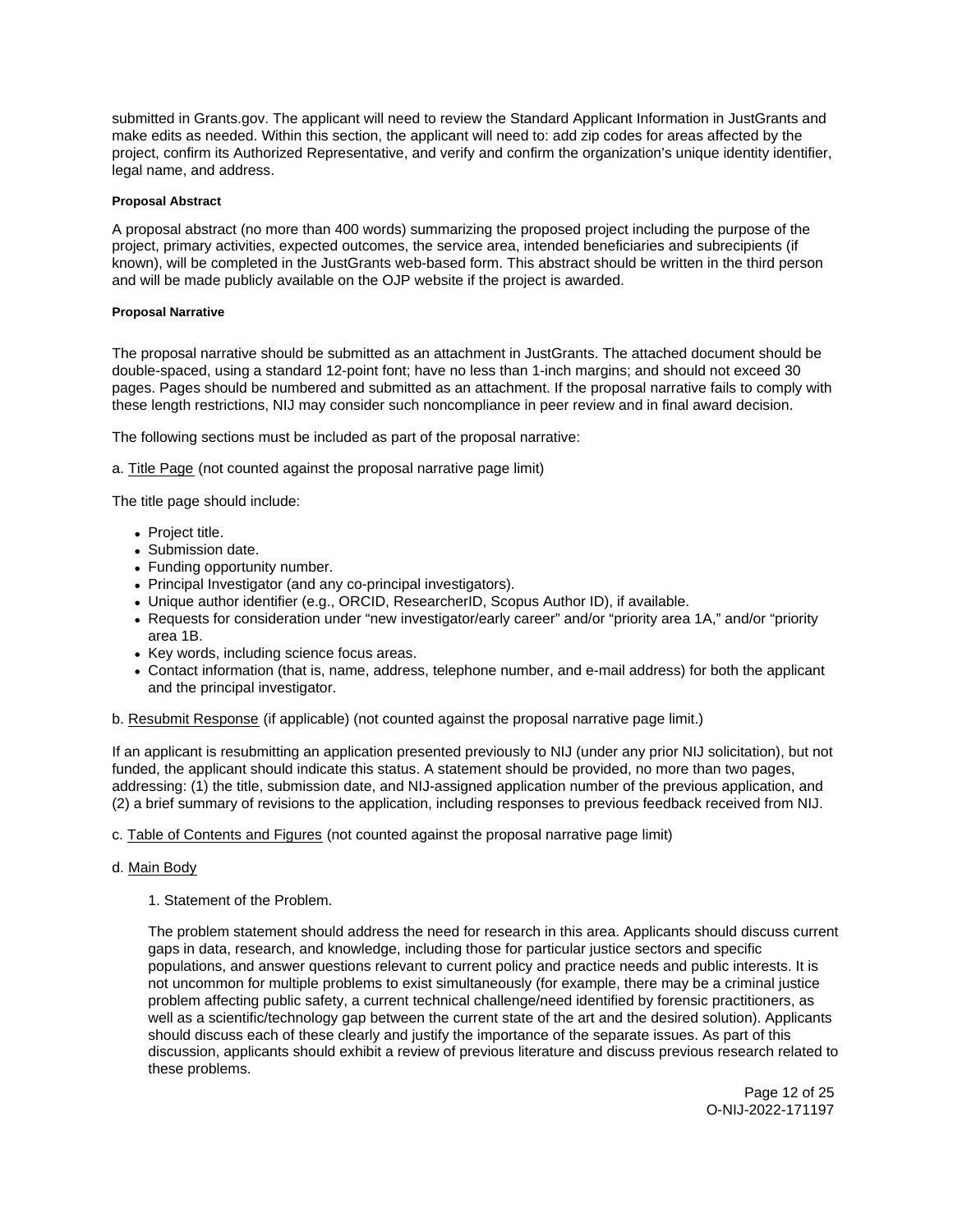submitted in Grants.gov. The applicant will need to review the Standard Applicant Information in JustGrants and make edits as needed. Within this section, the applicant will need to: add zip codes for areas affected by the project, confirm its Authorized Representative, and verify and confirm the organization's unique identity identifier, legal name, and address.

#### Proposal Abstract

A proposal abstract (no more than 400 words) summarizing the proposed project including the purpose of the project, primary activities, expected outcomes, the service area, intended beneficiaries and subrecipients (if known), will be completed in the JustGrants web-based form. This abstract should be written in the third person and will be made publicly available on the OJP website if the project is awarded.

#### Proposal Narrative

The proposal narrative should be submitted as an attachment in JustGrants. The attached document should be double-spaced, using a standard 12-point font; have no less than 1-inch margins; and should not exceed 30 pages. Pages should be numbered and submitted as an attachment. If the proposal narrative fails to comply with these length restrictions, NIJ may consider such noncompliance in peer review and in final award decision.

The following sections must be included as part of the proposal narrative:

a. Title Page (not counted against the proposal narrative page limit)

The title page should include:

- Project title.
- Submission date.
- Funding opportunity number.
- Principal Investigator (and any co-principal investigators).
- Unique author identifier (e.g., ORCID, ResearcherID, Scopus Author ID), if available.
- Requests for consideration under "new investigator/early career" and/or "priority area 1A," and/or "priority area 1B.
- Key words, including science focus areas.
- Contact information (that is, name, address, telephone number, and e-mail address) for both the applicant and the principal investigator.

b. Resubmit Response (if applicable) (not counted against the proposal narrative page limit.)

If an applicant is resubmitting an application presented previously to NIJ (under any prior NIJ solicitation), but not funded, the applicant should indicate this status. A statement should be provided, no more than two pages, addressing: (1) the title, submission date, and NIJ-assigned application number of the previous application, and (2) a brief summary of revisions to the application, including responses to previous feedback received from NIJ.

c. Table of Contents and Figures (not counted against the proposal narrative page limit)

d. Main Body

1. Statement of the Problem.

   The problem statement should address the need for research in this area. Applicants should discuss current gaps in data, research, and knowledge, including those for particular justice sectors and specific populations, and answer questions relevant to current policy and practice needs and public interests. It is not uncommon for multiple problems to exist simultaneously (for example, there may be a criminal justice problem affecting public safety, a current technical challenge/need identified by forensic practitioners, as well as a scientific/technology gap between the current state of the art and the desired solution). Applicants should discuss each of these clearly and justify the importance of the separate issues. As part of this discussion, applicants should exhibit a review of previous literature and discuss previous research related to these problems.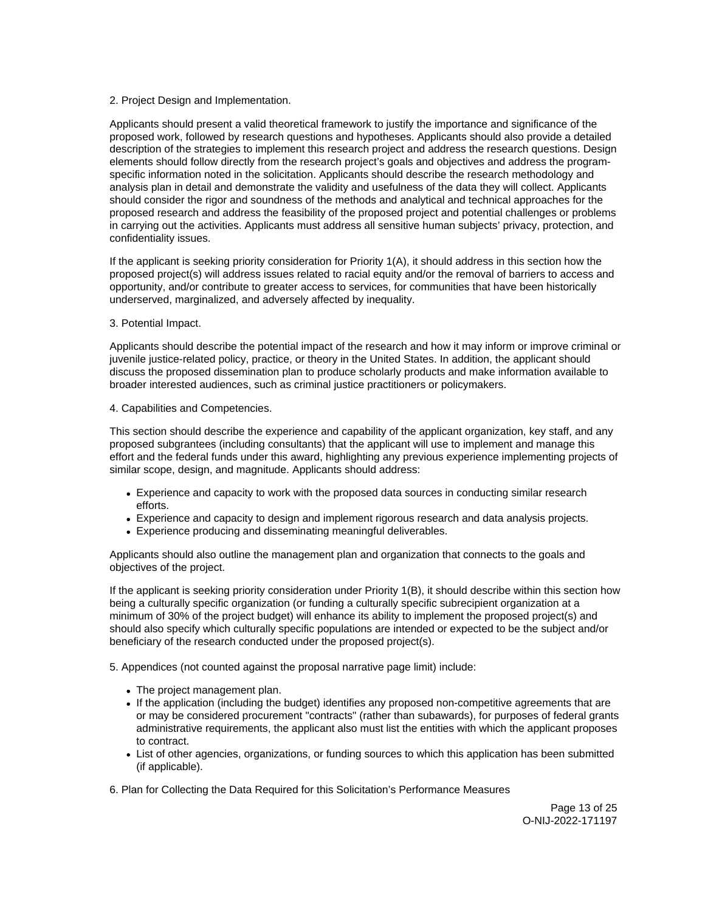2. Project Design and Implementation.

Applicants should present a valid theoretical framework to justify the importance and significance of the proposed work, followed by research questions and hypotheses. Applicants should also provide a detailed description of the strategies to implement this research project and address the research questions. Design elements should follow directly from the research project's goals and objectives and address the program-specific information noted in the solicitation. Applicants should describe the research methodology and analysis plan in detail and demonstrate the validity and usefulness of the data they will collect. Applicants should consider the rigor and soundness of the methods and analytical and technical approaches for the proposed research and address the feasibility of the proposed project and potential challenges or problems in carrying out the activities. Applicants must address all sensitive human subjects' privacy, protection, and confidentiality issues.

If the applicant is seeking priority consideration for Priority 1(A), it should address in this section how the proposed project(s) will address issues related to racial equity and/or the removal of barriers to access and opportunity, and/or contribute to greater access to services, for communities that have been historically underserved, marginalized, and adversely affected by inequality.

3. Potential Impact.

Applicants should describe the potential impact of the research and how it may inform or improve criminal or juvenile justice-related policy, practice, or theory in the United States. In addition, the applicant should discuss the proposed dissemination plan to produce scholarly products and make information available to broader interested audiences, such as criminal justice practitioners or policymakers.

4. Capabilities and Competencies.

This section should describe the experience and capability of the applicant organization, key staff, and any proposed subgrantees (including consultants) that the applicant will use to implement and manage this effort and the federal funds under this award, highlighting any previous experience implementing projects of similar scope, design, and magnitude. Applicants should address:

- Experience and capacity to work with the proposed data sources in conducting similar research efforts.
- Experience and capacity to design and implement rigorous research and data analysis projects.
- Experience producing and disseminating meaningful deliverables.

Applicants should also outline the management plan and organization that connects to the goals and objectives of the project.

If the applicant is seeking priority consideration under Priority 1(B), it should describe within this section how being a culturally specific organization (or funding a culturally specific subrecipient organization at a minimum of 30% of the project budget) will enhance its ability to implement the proposed project(s) and should also specify which culturally specific populations are intended or expected to be the subject and/or beneficiary of the research conducted under the proposed project(s).

5. Appendices (not counted against the proposal narrative page limit) include:

- The project management plan.
- If the application (including the budget) identifies any proposed non-competitive agreements that are or may be considered procurement "contracts" (rather than subawards), for purposes of federal grants administrative requirements, the applicant also must list the entities with which the applicant proposes to contract.
- List of other agencies, organizations, or funding sources to which this application has been submitted (if applicable).

6. Plan for Collecting the Data Required for this Solicitation's Performance Measures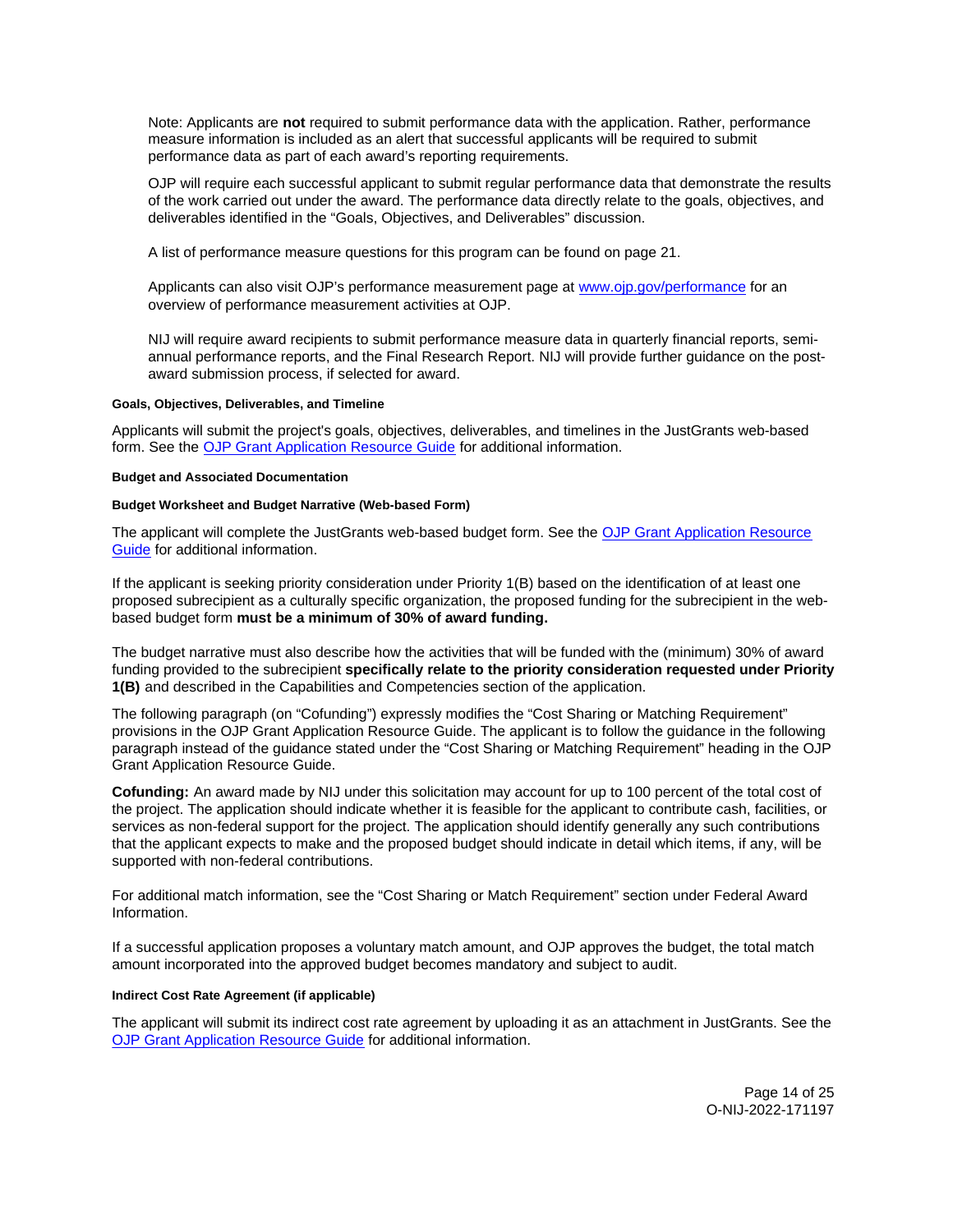Note: Applicants are **not** required to submit performance data with the application. Rather, performance measure information is included as an alert that successful applicants will be required to submit performance data as part of each award's reporting requirements.

OJP will require each successful applicant to submit regular performance data that demonstrate the results of the work carried out under the award. The performance data directly relate to the goals, objectives, and deliverables identified in the "Goals, Objectives, and Deliverables" discussion.

A list of performance measure questions for this program can be found on page 21.

Applicants can also visit OJP's performance measurement page at [www.ojp.gov/performance](www.ojp.gov/performance) for an overview of performance measurement activities at OJP.

NIJ will require award recipients to submit performance measure data in quarterly financial reports, semi-annual performance reports, and the Final Research Report. NIJ will provide further guidance on the post-award submission process, if selected for award.

#### Goals, Objectives, Deliverables, and Timeline

Applicants will submit the project's goals, objectives, deliverables, and timelines in the JustGrants web-based form. See the OJP Grant Application Resource Guide for additional information.

#### Budget and Associated Documentation

#### Budget Worksheet and Budget Narrative (Web-based Form)

The applicant will complete the JustGrants web-based budget form. See the OJP Grant Application Resource Guide for additional information.

If the applicant is seeking priority consideration under Priority 1(B) based on the identification of at least one proposed subrecipient as a culturally specific organization, the proposed funding for the subrecipient in the web-based budget form **must be a minimum of 30% of award funding.**

The budget narrative must also describe how the activities that will be funded with the (minimum) 30% of award funding provided to the subrecipient **specifically relate to the priority consideration requested under Priority 1(B)** and described in the Capabilities and Competencies section of the application.

The following paragraph (on "Cofunding") expressly modifies the "Cost Sharing or Matching Requirement" provisions in the OJP Grant Application Resource Guide. The applicant is to follow the guidance in the following paragraph instead of the guidance stated under the "Cost Sharing or Matching Requirement" heading in the OJP Grant Application Resource Guide.

**Cofunding:** An award made by NIJ under this solicitation may account for up to 100 percent of the total cost of the project. The application should indicate whether it is feasible for the applicant to contribute cash, facilities, or services as non-federal support for the project. The application should identify generally any such contributions that the applicant expects to make and the proposed budget should indicate in detail which items, if any, will be supported with non-federal contributions.

For additional match information, see the "Cost Sharing or Match Requirement" section under Federal Award Information.

If a successful application proposes a voluntary match amount, and OJP approves the budget, the total match amount incorporated into the approved budget becomes mandatory and subject to audit.

#### Indirect Cost Rate Agreement (if applicable)

The applicant will submit its indirect cost rate agreement by uploading it as an attachment in JustGrants. See the OJP Grant Application Resource Guide for additional information.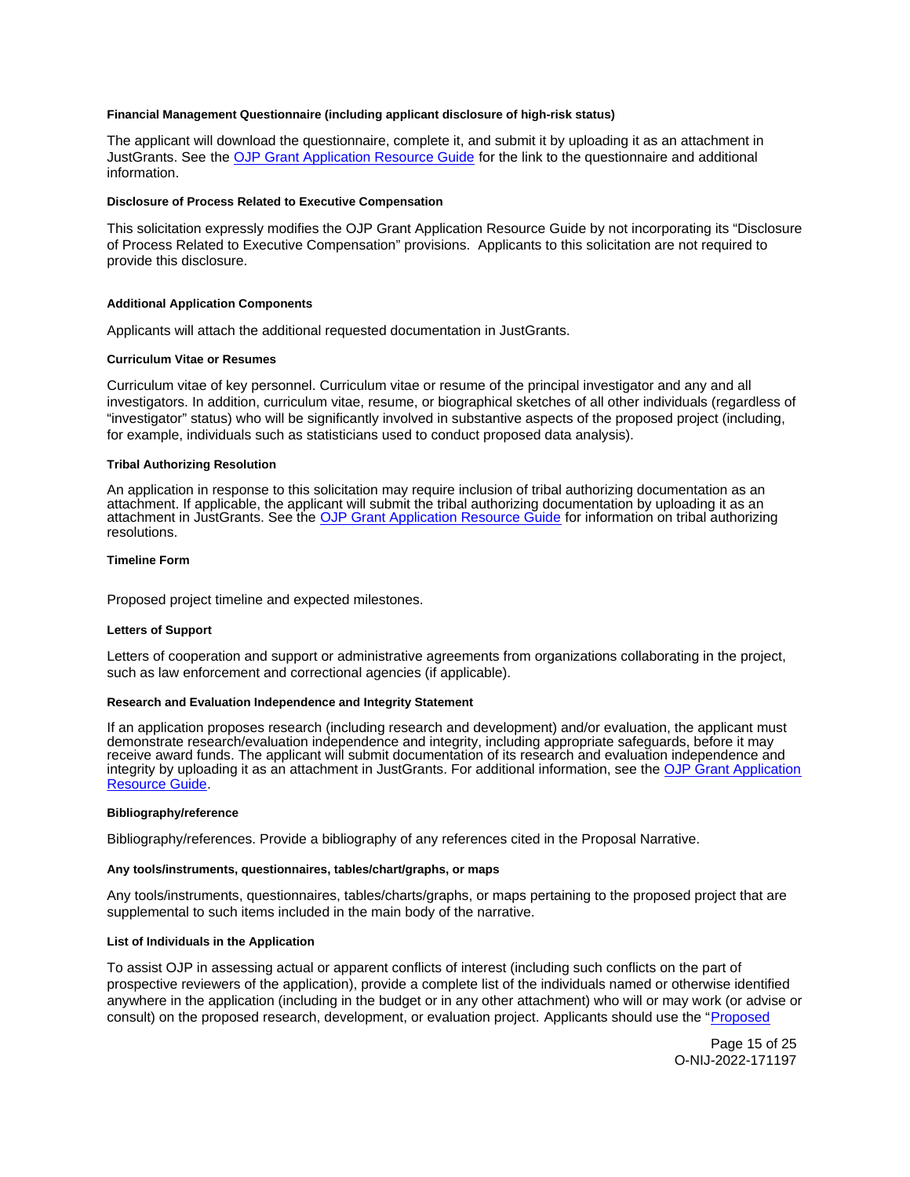#### Financial Management Questionnaire (including applicant disclosure of high-risk status)

The applicant will download the questionnaire, complete it, and submit it by uploading it as an attachment in JustGrants. See the OJP Grant Application Resource Guide for the link to the questionnaire and additional information.

#### Disclosure of Process Related to Executive Compensation

This solicitation expressly modifies the OJP Grant Application Resource Guide by not incorporating its "Disclosure of Process Related to Executive Compensation" provisions. Applicants to this solicitation are not required to provide this disclosure.

#### Additional Application Components

Applicants will attach the additional requested documentation in JustGrants.

#### Curriculum Vitae or Resumes

Curriculum vitae of key personnel. Curriculum vitae or resume of the principal investigator and any and all investigators. In addition, curriculum vitae, resume, or biographical sketches of all other individuals (regardless of "investigator" status) who will be significantly involved in substantive aspects of the proposed project (including, for example, individuals such as statisticians used to conduct proposed data analysis).

#### Tribal Authorizing Resolution

An application in response to this solicitation may require inclusion of tribal authorizing documentation as an attachment. If applicable, the applicant will submit the tribal authorizing documentation by uploading it as an attachment in JustGrants. See the OJP Grant Application Resource Guide for information on tribal authorizing resolutions.

#### Timeline Form

Proposed project timeline and expected milestones.

#### Letters of Support

Letters of cooperation and support or administrative agreements from organizations collaborating in the project, such as law enforcement and correctional agencies (if applicable).

#### Research and Evaluation Independence and Integrity Statement

If an application proposes research (including research and development) and/or evaluation, the applicant must demonstrate research/evaluation independence and integrity, including appropriate safeguards, before it may receive award funds. The applicant will submit documentation of its research and evaluation independence and integrity by uploading it as an attachment in JustGrants. For additional information, see the OJP Grant Application Resource Guide.

#### Bibliography/reference

Bibliography/references. Provide a bibliography of any references cited in the Proposal Narrative.

#### Any tools/instruments, questionnaires, tables/chart/graphs, or maps

Any tools/instruments, questionnaires, tables/charts/graphs, or maps pertaining to the proposed project that are supplemental to such items included in the main body of the narrative.

#### List of Individuals in the Application

To assist OJP in assessing actual or apparent conflicts of interest (including such conflicts on the part of prospective reviewers of the application), provide a complete list of the individuals named or otherwise identified anywhere in the application (including in the budget or in any other attachment) who will or may work (or advise or consult) on the proposed research, development, or evaluation project. Applicants should use the "Proposed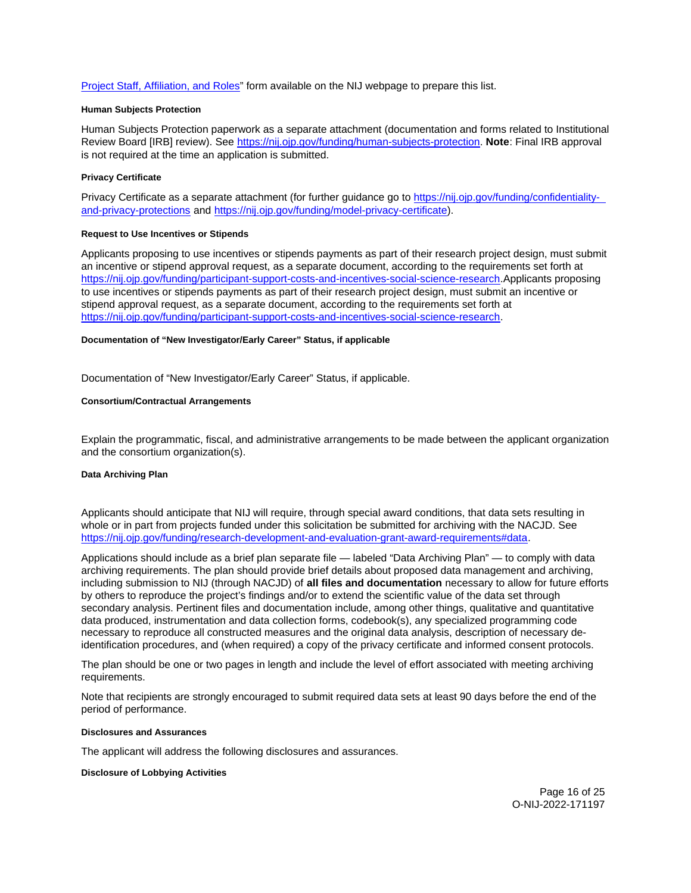Project Staff, Affiliation, and Roles" form available on the NIJ webpage to prepare this list.

#### Human Subjects Protection

Human Subjects Protection paperwork as a separate attachment (documentation and forms related to Institutional Review Board [IRB] review). See https://nij.ojp.gov/funding/human-subjects-protection. **Note**: Final IRB approval is not required at the time an application is submitted.

#### Privacy Certificate

Privacy Certificate as a separate attachment (for further guidance go to https://nij.ojp.gov/funding/confidentiality-and-privacy-protections and https://nij.ojp.gov/funding/model-privacy-certificate).

#### Request to Use Incentives or Stipends

Applicants proposing to use incentives or stipends payments as part of their research project design, must submit an incentive or stipend approval request, as a separate document, according to the requirements set forth at https://nij.ojp.gov/funding/participant-support-costs-and-incentives-social-science-research.Applicants proposing to use incentives or stipends payments as part of their research project design, must submit an incentive or stipend approval request, as a separate document, according to the requirements set forth at https://nij.ojp.gov/funding/participant-support-costs-and-incentives-social-science-research.

#### Documentation of "New Investigator/Early Career" Status, if applicable

Documentation of "New Investigator/Early Career" Status, if applicable.

#### Consortium/Contractual Arrangements

Explain the programmatic, fiscal, and administrative arrangements to be made between the applicant organization and the consortium organization(s).

#### Data Archiving Plan

Applicants should anticipate that NIJ will require, through special award conditions, that data sets resulting in whole or in part from projects funded under this solicitation be submitted for archiving with the NACJD. See https://nij.ojp.gov/funding/research-development-and-evaluation-grant-award-requirements#data.

Applications should include as a brief plan separate file — labeled "Data Archiving Plan" — to comply with data archiving requirements. The plan should provide brief details about proposed data management and archiving, including submission to NIJ (through NACJD) of **all files and documentation** necessary to allow for future efforts by others to reproduce the project's findings and/or to extend the scientific value of the data set through secondary analysis. Pertinent files and documentation include, among other things, qualitative and quantitative data produced, instrumentation and data collection forms, codebook(s), any specialized programming code necessary to reproduce all constructed measures and the original data analysis, description of necessary de-identification procedures, and (when required) a copy of the privacy certificate and informed consent protocols.

The plan should be one or two pages in length and include the level of effort associated with meeting archiving requirements.

Note that recipients are strongly encouraged to submit required data sets at least 90 days before the end of the period of performance.

#### Disclosures and Assurances

The applicant will address the following disclosures and assurances.

#### Disclosure of Lobbying Activities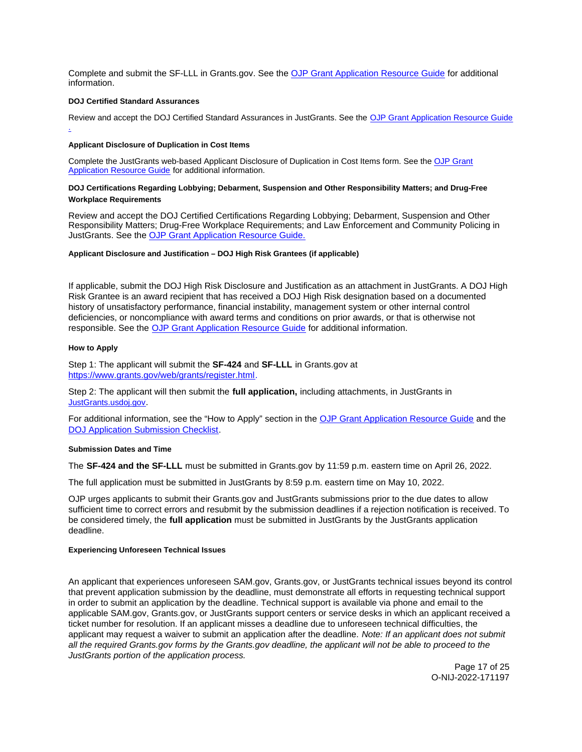Complete and submit the SF-LLL in Grants.gov. See the OJP Grant Application Resource Guide for additional information.

#### DOJ Certified Standard Assurances

Review and accept the DOJ Certified Standard Assurances in JustGrants. See the OJP Grant Application Resource Guide.

#### Applicant Disclosure of Duplication in Cost Items

Complete the JustGrants web-based Applicant Disclosure of Duplication in Cost Items form. See the OJP Grant Application Resource Guide for additional information.

#### DOJ Certifications Regarding Lobbying; Debarment, Suspension and Other Responsibility Matters; and Drug-Free Workplace Requirements

Review and accept the DOJ Certified Certifications Regarding Lobbying; Debarment, Suspension and Other Responsibility Matters; Drug-Free Workplace Requirements; and Law Enforcement and Community Policing in JustGrants. See the OJP Grant Application Resource Guide.

#### Applicant Disclosure and Justification – DOJ High Risk Grantees (if applicable)

If applicable, submit the DOJ High Risk Disclosure and Justification as an attachment in JustGrants. A DOJ High Risk Grantee is an award recipient that has received a DOJ High Risk designation based on a documented history of unsatisfactory performance, financial instability, management system or other internal control deficiencies, or noncompliance with award terms and conditions on prior awards, or that is otherwise not responsible. See the OJP Grant Application Resource Guide for additional information.

#### How to Apply

Step 1: The applicant will submit the **SF-424** and **SF-LLL** in Grants.gov at https://www.grants.gov/web/grants/register.html.

Step 2: The applicant will then submit the **full application,** including attachments, in JustGrants in JustGrants.usdoj.gov.

For additional information, see the "How to Apply" section in the OJP Grant Application Resource Guide and the DOJ Application Submission Checklist.

#### Submission Dates and Time

The **SF-424 and the SF-LLL** must be submitted in Grants.gov by 11:59 p.m. eastern time on April 26, 2022.

The full application must be submitted in JustGrants by 8:59 p.m. eastern time on May 10, 2022.

OJP urges applicants to submit their Grants.gov and JustGrants submissions prior to the due dates to allow sufficient time to correct errors and resubmit by the submission deadlines if a rejection notification is received. To be considered timely, the **full application** must be submitted in JustGrants by the JustGrants application deadline.

#### Experiencing Unforeseen Technical Issues

An applicant that experiences unforeseen SAM.gov, Grants.gov, or JustGrants technical issues beyond its control that prevent application submission by the deadline, must demonstrate all efforts in requesting technical support in order to submit an application by the deadline. Technical support is available via phone and email to the applicable SAM.gov, Grants.gov, or JustGrants support centers or service desks in which an applicant received a ticket number for resolution. If an applicant misses a deadline due to unforeseen technical difficulties, the applicant may request a waiver to submit an application after the deadline. *Note: If an applicant does not submit all the required Grants.gov forms by the Grants.gov deadline, the applicant will not be able to proceed to the JustGrants portion of the application process.*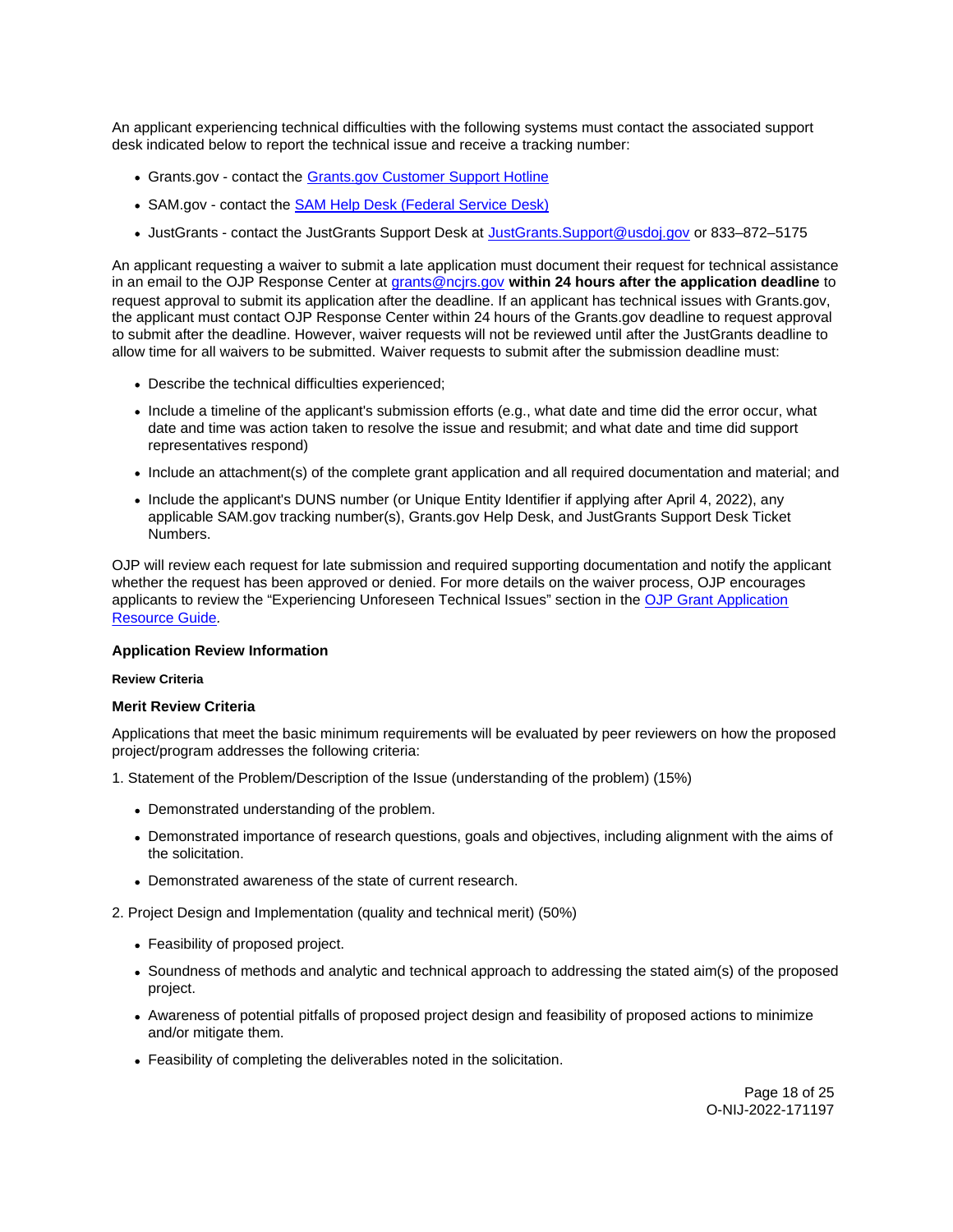An applicant experiencing technical difficulties with the following systems must contact the associated support desk indicated below to report the technical issue and receive a tracking number:

- Grants.gov - contact the [Grants.gov Customer Support Hotline]
- SAM.gov - contact the [SAM Help Desk (Federal Service Desk)]
- JustGrants - contact the JustGrants Support Desk at [JustGrants.Support@usdoj.gov] or 833–872–5175

An applicant requesting a waiver to submit a late application must document their request for technical assistance in an email to the OJP Response Center at [grants@ncjrs.gov] **within 24 hours after the application deadline** to request approval to submit its application after the deadline. If an applicant has technical issues with Grants.gov, the applicant must contact OJP Response Center within 24 hours of the Grants.gov deadline to request approval to submit after the deadline. However, waiver requests will not be reviewed until after the JustGrants deadline to allow time for all waivers to be submitted. Waiver requests to submit after the submission deadline must:

- Describe the technical difficulties experienced;
- Include a timeline of the applicant's submission efforts (e.g., what date and time did the error occur, what date and time was action taken to resolve the issue and resubmit; and what date and time did support representatives respond)
- Include an attachment(s) of the complete grant application and all required documentation and material; and
- Include the applicant's DUNS number (or Unique Entity Identifier if applying after April 4, 2022), any applicable SAM.gov tracking number(s), Grants.gov Help Desk, and JustGrants Support Desk Ticket Numbers.

OJP will review each request for late submission and required supporting documentation and notify the applicant whether the request has been approved or denied. For more details on the waiver process, OJP encourages applicants to review the "Experiencing Unforeseen Technical Issues" section in the [OJP Grant Application Resource Guide].

### Application Review Information

#### Review Criteria

#### Merit Review Criteria

Applications that meet the basic minimum requirements will be evaluated by peer reviewers on how the proposed project/program addresses the following criteria:

1. Statement of the Problem/Description of the Issue (understanding of the problem) (15%)

- Demonstrated understanding of the problem.
- Demonstrated importance of research questions, goals and objectives, including alignment with the aims of the solicitation.
- Demonstrated awareness of the state of current research.

2. Project Design and Implementation (quality and technical merit) (50%)

- Feasibility of proposed project.
- Soundness of methods and analytic and technical approach to addressing the stated aim(s) of the proposed project.
- Awareness of potential pitfalls of proposed project design and feasibility of proposed actions to minimize and/or mitigate them.
- Feasibility of completing the deliverables noted in the solicitation.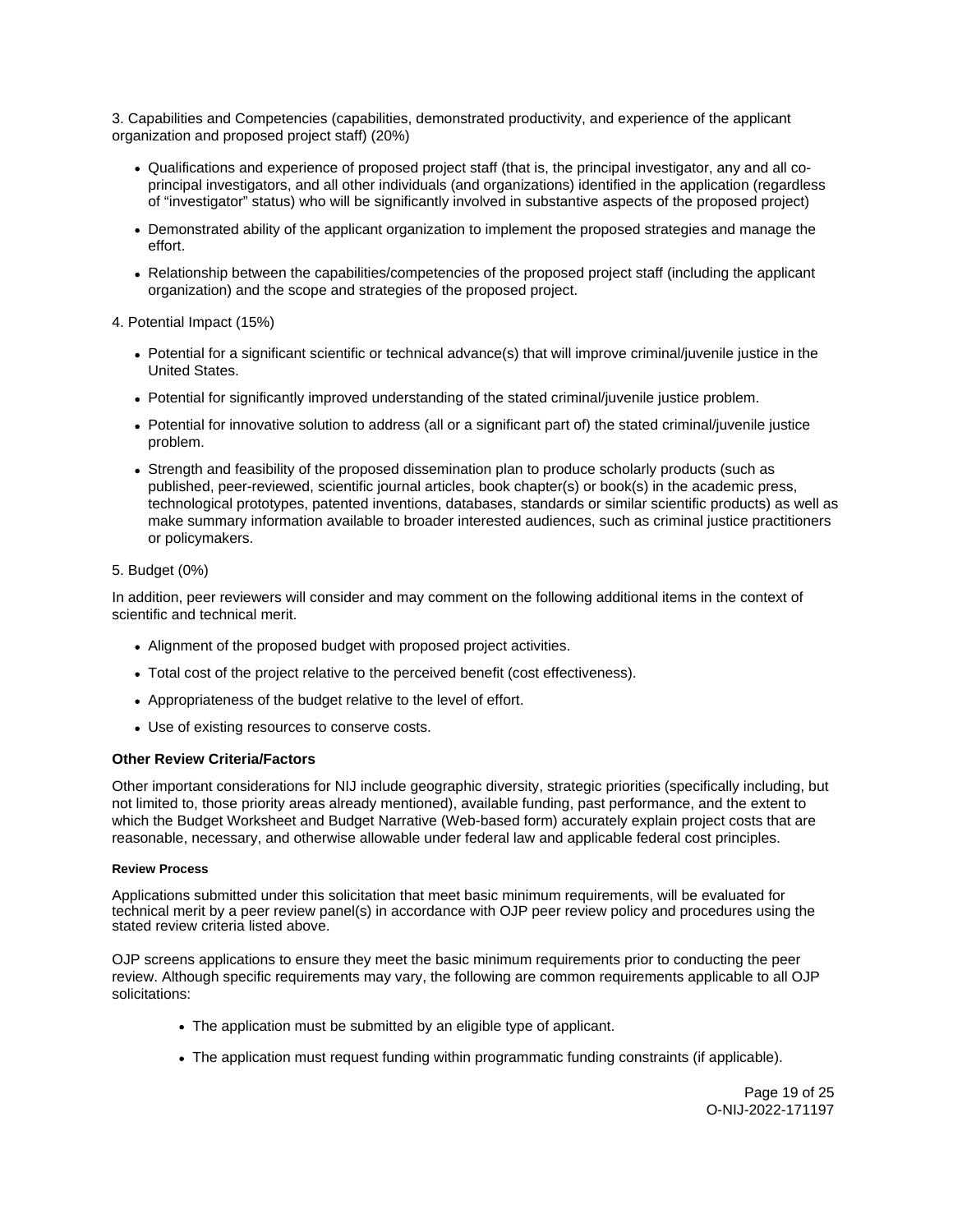3. Capabilities and Competencies (capabilities, demonstrated productivity, and experience of the applicant organization and proposed project staff) (20%)

- Qualifications and experience of proposed project staff (that is, the principal investigator, any and all co-principal investigators, and all other individuals (and organizations) identified in the application (regardless of "investigator" status) who will be significantly involved in substantive aspects of the proposed project)
- Demonstrated ability of the applicant organization to implement the proposed strategies and manage the effort.
- Relationship between the capabilities/competencies of the proposed project staff (including the applicant organization) and the scope and strategies of the proposed project.

4. Potential Impact (15%)

- Potential for a significant scientific or technical advance(s) that will improve criminal/juvenile justice in the United States.
- Potential for significantly improved understanding of the stated criminal/juvenile justice problem.
- Potential for innovative solution to address (all or a significant part of) the stated criminal/juvenile justice problem.
- Strength and feasibility of the proposed dissemination plan to produce scholarly products (such as published, peer-reviewed, scientific journal articles, book chapter(s) or book(s) in the academic press, technological prototypes, patented inventions, databases, standards or similar scientific products) as well as make summary information available to broader interested audiences, such as criminal justice practitioners or policymakers.

5. Budget (0%)

In addition, peer reviewers will consider and may comment on the following additional items in the context of scientific and technical merit.

- Alignment of the proposed budget with proposed project activities.
- Total cost of the project relative to the perceived benefit (cost effectiveness).
- Appropriateness of the budget relative to the level of effort.
- Use of existing resources to conserve costs.

**Other Review Criteria/Factors**

Other important considerations for NIJ include geographic diversity, strategic priorities (specifically including, but not limited to, those priority areas already mentioned), available funding, past performance, and the extent to which the Budget Worksheet and Budget Narrative (Web-based form) accurately explain project costs that are reasonable, necessary, and otherwise allowable under federal law and applicable federal cost principles.

#### Review Process

Applications submitted under this solicitation that meet basic minimum requirements, will be evaluated for technical merit by a peer review panel(s) in accordance with OJP peer review policy and procedures using the stated review criteria listed above.

OJP screens applications to ensure they meet the basic minimum requirements prior to conducting the peer review. Although specific requirements may vary, the following are common requirements applicable to all OJP solicitations:

- The application must be submitted by an eligible type of applicant.
- The application must request funding within programmatic funding constraints (if applicable).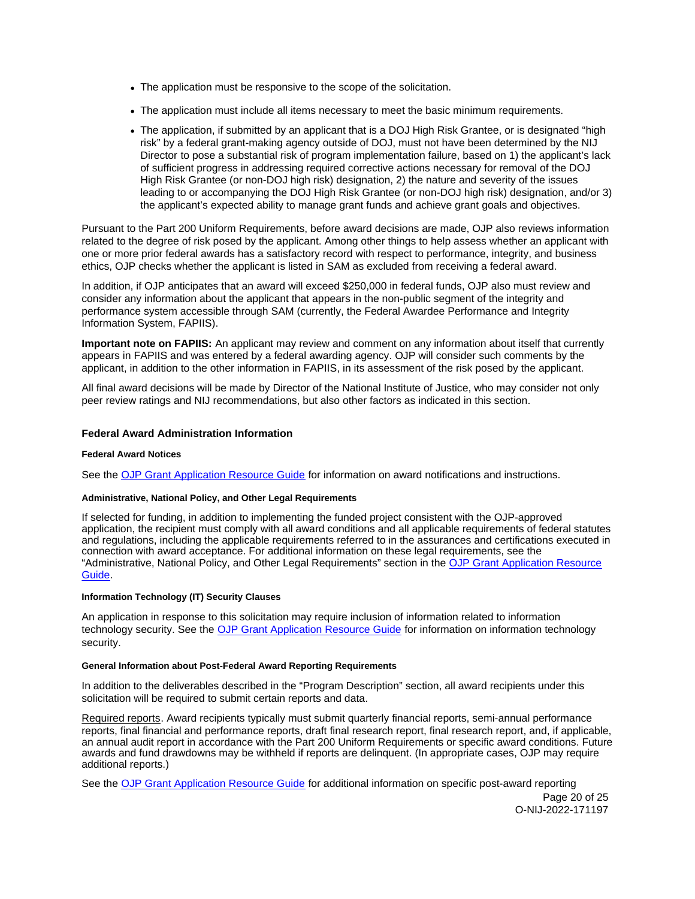- The application must be responsive to the scope of the solicitation.
- The application must include all items necessary to meet the basic minimum requirements.
- The application, if submitted by an applicant that is a DOJ High Risk Grantee, or is designated "high risk" by a federal grant-making agency outside of DOJ, must not have been determined by the NIJ Director to pose a substantial risk of program implementation failure, based on 1) the applicant's lack of sufficient progress in addressing required corrective actions necessary for removal of the DOJ High Risk Grantee (or non-DOJ high risk) designation, 2) the nature and severity of the issues leading to or accompanying the DOJ High Risk Grantee (or non-DOJ high risk) designation, and/or 3) the applicant's expected ability to manage grant funds and achieve grant goals and objectives.

Pursuant to the Part 200 Uniform Requirements, before award decisions are made, OJP also reviews information related to the degree of risk posed by the applicant. Among other things to help assess whether an applicant with one or more prior federal awards has a satisfactory record with respect to performance, integrity, and business ethics, OJP checks whether the applicant is listed in SAM as excluded from receiving a federal award.

In addition, if OJP anticipates that an award will exceed $250,000 in federal funds, OJP also must review and consider any information about the applicant that appears in the non-public segment of the integrity and performance system accessible through SAM (currently, the Federal Awardee Performance and Integrity Information System, FAPIIS).

**Important note on FAPIIS:** An applicant may review and comment on any information about itself that currently appears in FAPIIS and was entered by a federal awarding agency. OJP will consider such comments by the applicant, in addition to the other information in FAPIIS, in its assessment of the risk posed by the applicant.

All final award decisions will be made by Director of the National Institute of Justice, who may consider not only peer review ratings and NIJ recommendations, but also other factors as indicated in this section.

### Federal Award Administration Information

#### Federal Award Notices

See the OJP Grant Application Resource Guide for information on award notifications and instructions.

#### Administrative, National Policy, and Other Legal Requirements

If selected for funding, in addition to implementing the funded project consistent with the OJP-approved application, the recipient must comply with all award conditions and all applicable requirements of federal statutes and regulations, including the applicable requirements referred to in the assurances and certifications executed in connection with award acceptance. For additional information on these legal requirements, see the "Administrative, National Policy, and Other Legal Requirements" section in the OJP Grant Application Resource Guide.

#### Information Technology (IT) Security Clauses

An application in response to this solicitation may require inclusion of information related to information technology security. See the OJP Grant Application Resource Guide for information on information technology security.

#### General Information about Post-Federal Award Reporting Requirements

In addition to the deliverables described in the "Program Description" section, all award recipients under this solicitation will be required to submit certain reports and data.

Required reports. Award recipients typically must submit quarterly financial reports, semi-annual performance reports, final financial and performance reports, draft final research report, final research report, and, if applicable, an annual audit report in accordance with the Part 200 Uniform Requirements or specific award conditions. Future awards and fund drawdowns may be withheld if reports are delinquent. (In appropriate cases, OJP may require additional reports.)

See the OJP Grant Application Resource Guide for additional information on specific post-award reporting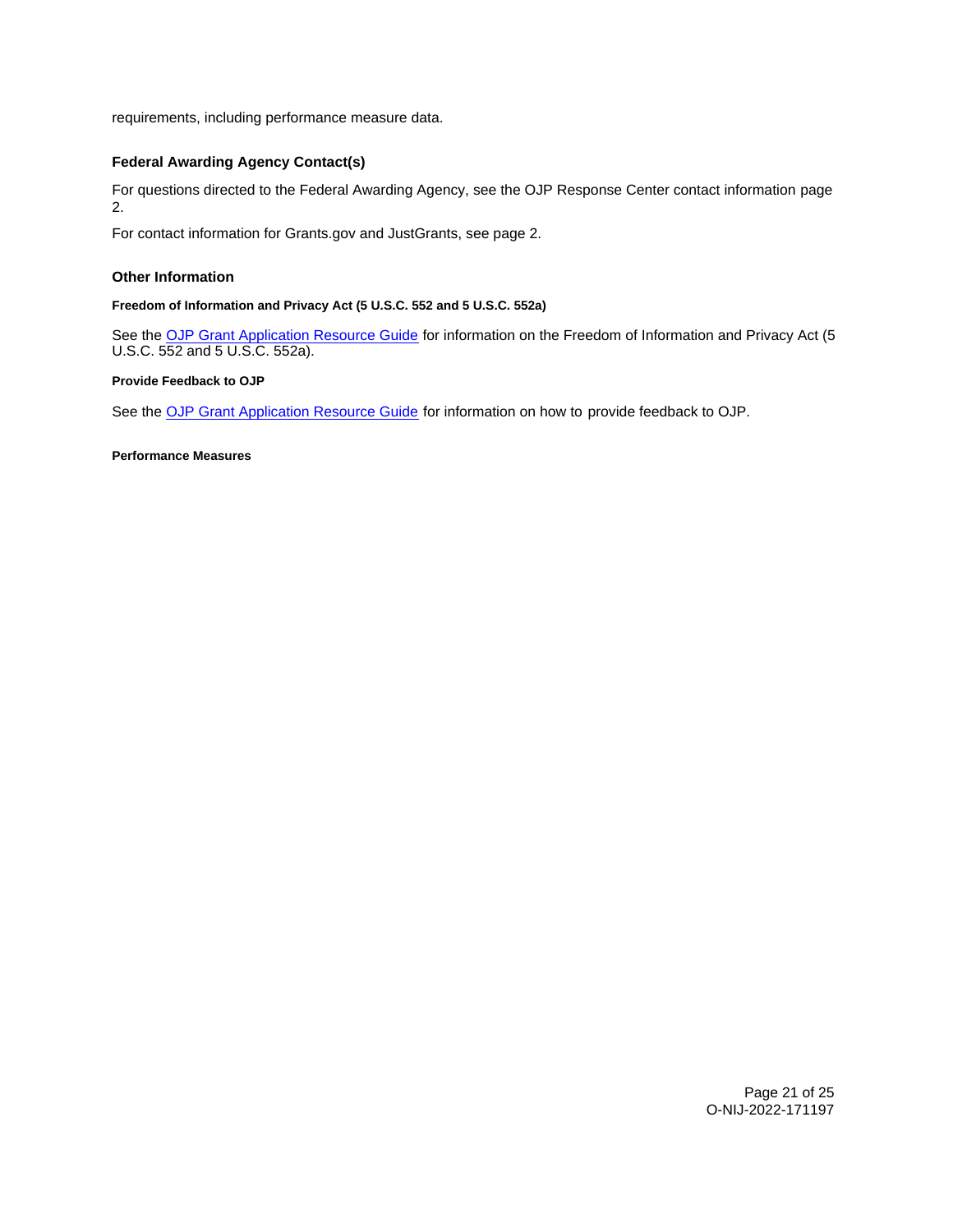requirements, including performance measure data.

## Federal Awarding Agency Contact(s)

For questions directed to the Federal Awarding Agency, see the OJP Response Center contact information page 2.

For contact information for Grants.gov and JustGrants, see page 2.

## Other Information

#### Freedom of Information and Privacy Act (5 U.S.C. 552 and 5 U.S.C. 552a)

See the OJP Grant Application Resource Guide for information on the Freedom of Information and Privacy Act (5 U.S.C. 552 and 5 U.S.C. 552a).

#### Provide Feedback to OJP

See the OJP Grant Application Resource Guide for information on how to provide feedback to OJP.

#### Performance Measures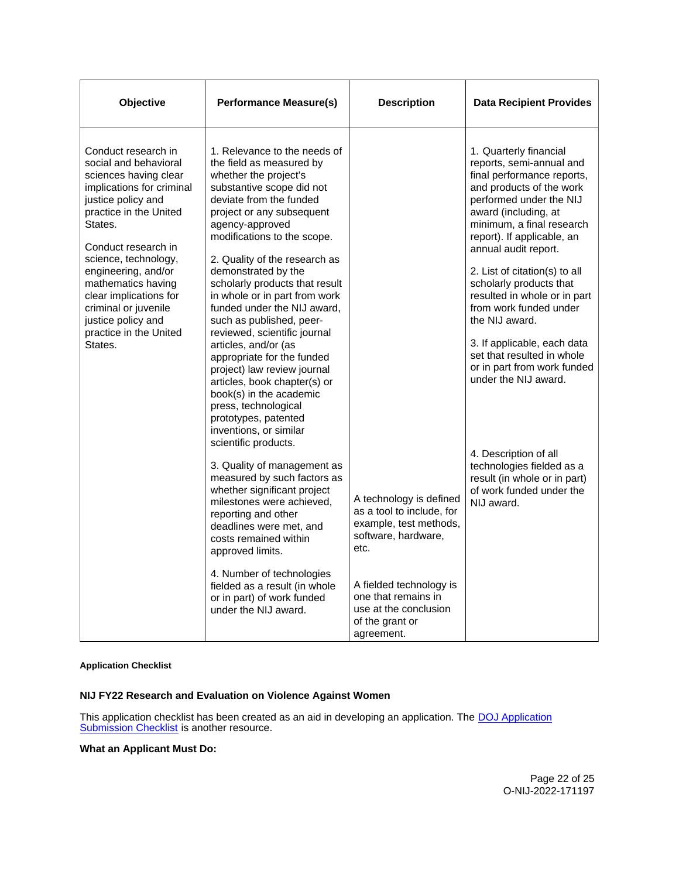| Objective | Performance Measure(s) | Description | Data Recipient Provides |
|---|---|---|---|
| Conduct research in social and behavioral sciences having clear implications for criminal justice policy and practice in the United States.<br><br>Conduct research in science, technology, engineering, and/or mathematics having clear implications for criminal or juvenile justice policy and practice in the United States. | 1. Relevance to the needs of the field as measured by whether the project's substantive scope did not deviate from the funded project or any subsequent agency-approved modifications to the scope.<br><br>2. Quality of the research as demonstrated by the scholarly products that result in whole or in part from work funded under the NIJ award, such as published, peer-reviewed, scientific journal articles, and/or (as appropriate for the funded project) law review journal articles, book chapter(s) or book(s) in the academic press, technological prototypes, patented inventions, or similar scientific products.<br><br>3. Quality of management as measured by such factors as whether significant project milestones were achieved, reporting and other deadlines were met, and costs remained within approved limits.<br><br>4. Number of technologies fielded as a result (in whole or in part) of work funded under the NIJ award. | A technology is defined as a tool to include, for example, test methods, software, hardware, etc.<br><br>A fielded technology is one that remains in use at the conclusion of the grant or agreement. | 1. Quarterly financial reports, semi-annual and final performance reports, and products of the work performed under the NIJ award (including, at minimum, a final research report). If applicable, an annual audit report.<br><br>2. List of citation(s) to all scholarly products that resulted in whole or in part from work funded under the NIJ award.<br><br>3. If applicable, each data set that resulted in whole or in part from work funded under the NIJ award.<br><br>4. Description of all technologies fielded as a result (in whole or in part) of work funded under the NIJ award. |

#### Application Checklist

### NIJ FY22 Research and Evaluation on Violence Against Women

This application checklist has been created as an aid in developing an application. The [DOJ Application Submission Checklist] is another resource.

**What an Applicant Must Do:**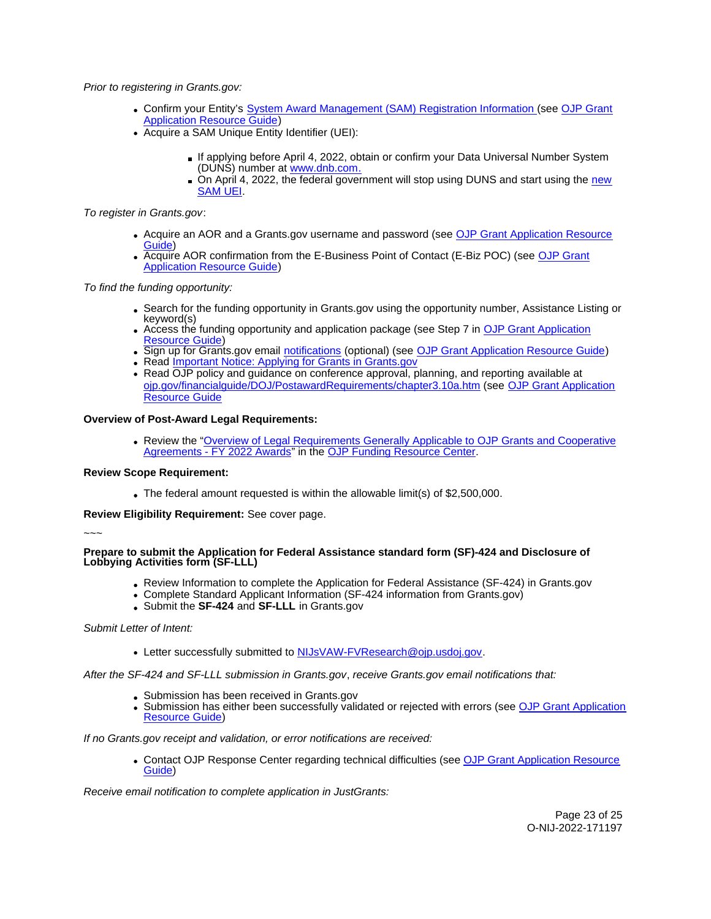*Prior to registering in Grants.gov:*

- Confirm your Entity's System Award Management (SAM) Registration Information (see OJP Grant Application Resource Guide)
- Acquire a SAM Unique Entity Identifier (UEI):
  - If applying before April 4, 2022, obtain or confirm your Data Universal Number System (DUNS) number at www.dnb.com.
  - On April 4, 2022, the federal government will stop using DUNS and start using the new SAM UEI.

*To register in Grants.gov*:

- Acquire an AOR and a Grants.gov username and password (see OJP Grant Application Resource Guide)
- Acquire AOR confirmation from the E-Business Point of Contact (E-Biz POC) (see OJP Grant Application Resource Guide)

*To find the funding opportunity:*

- Search for the funding opportunity in Grants.gov using the opportunity number, Assistance Listing or keyword(s)
- Access the funding opportunity and application package (see Step 7 in OJP Grant Application Resource Guide)
- Sign up for Grants.gov email notifications (optional) (see OJP Grant Application Resource Guide)
- Read Important Notice: Applying for Grants in Grants.gov
- Read OJP policy and guidance on conference approval, planning, and reporting available at ojp.gov/financialguide/DOJ/PostawardRequirements/chapter3.10a.htm (see OJP Grant Application Resource Guide)

**Overview of Post-Award Legal Requirements:**

- Review the "Overview of Legal Requirements Generally Applicable to OJP Grants and Cooperative Agreements - FY 2022 Awards" in the OJP Funding Resource Center.

**Review Scope Requirement:**

- The federal amount requested is within the allowable limit(s) of $2,500,000.

**Review Eligibility Requirement:** See cover page.

~~~

**Prepare to submit the Application for Federal Assistance standard form (SF)-424 and Disclosure of Lobbying Activities form (SF-LLL)**

- Review Information to complete the Application for Federal Assistance (SF-424) in Grants.gov
- Complete Standard Applicant Information (SF-424 information from Grants.gov)
- Submit the **SF-424** and **SF-LLL** in Grants.gov

*Submit Letter of Intent:*

- Letter successfully submitted to NIJsVAW-FVResearch@ojp.usdoj.gov.

*After the SF-424 and SF-LLL submission in Grants.gov, receive Grants.gov email notifications that:*

- Submission has been received in Grants.gov
- Submission has either been successfully validated or rejected with errors (see OJP Grant Application Resource Guide)

*If no Grants.gov receipt and validation, or error notifications are received:*

- Contact OJP Response Center regarding technical difficulties (see OJP Grant Application Resource Guide)

*Receive email notification to complete application in JustGrants:*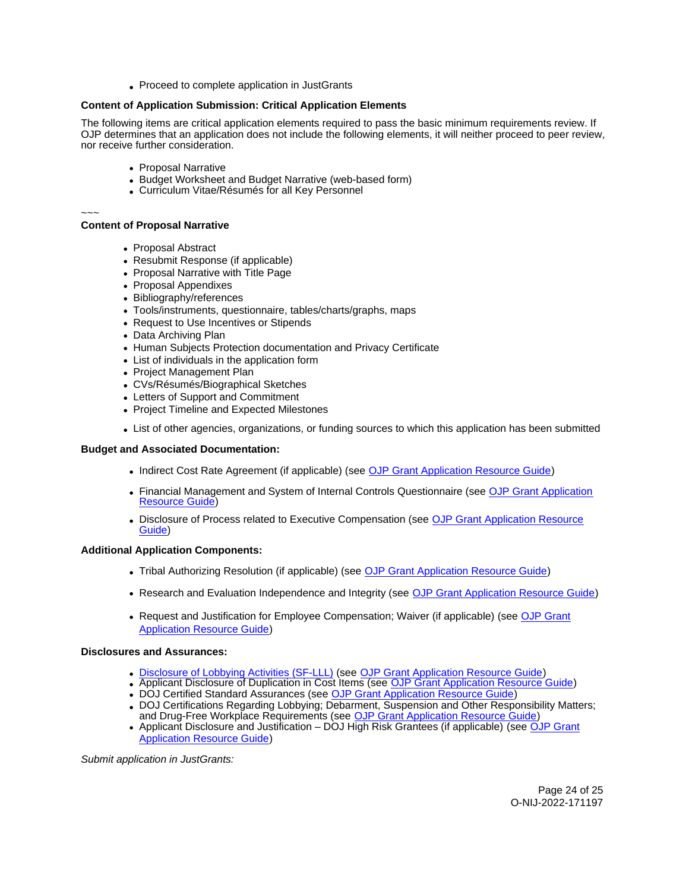- Proceed to complete application in JustGrants

**Content of Application Submission: Critical Application Elements**

The following items are critical application elements required to pass the basic minimum requirements review. If OJP determines that an application does not include the following elements, it will neither proceed to peer review, nor receive further consideration.

- Proposal Narrative
- Budget Worksheet and Budget Narrative (web-based form)
- Curriculum Vitae/Résumés for all Key Personnel

~~~

**Content of Proposal Narrative**

- Proposal Abstract
- Resubmit Response (if applicable)
- Proposal Narrative with Title Page
- Proposal Appendixes
- Bibliography/references
- Tools/instruments, questionnaire, tables/charts/graphs, maps
- Request to Use Incentives or Stipends
- Data Archiving Plan
- Human Subjects Protection documentation and Privacy Certificate
- List of individuals in the application form
- Project Management Plan
- CVs/Résumés/Biographical Sketches
- Letters of Support and Commitment
- Project Timeline and Expected Milestones
- List of other agencies, organizations, or funding sources to which this application has been submitted

**Budget and Associated Documentation:**

- Indirect Cost Rate Agreement (if applicable) (see OJP Grant Application Resource Guide)
- Financial Management and System of Internal Controls Questionnaire (see OJP Grant Application Resource Guide)
- Disclosure of Process related to Executive Compensation (see OJP Grant Application Resource Guide)

**Additional Application Components:**

- Tribal Authorizing Resolution (if applicable) (see OJP Grant Application Resource Guide)
- Research and Evaluation Independence and Integrity (see OJP Grant Application Resource Guide)
- Request and Justification for Employee Compensation; Waiver (if applicable) (see OJP Grant Application Resource Guide)

**Disclosures and Assurances:**

- Disclosure of Lobbying Activities (SF-LLL) (see OJP Grant Application Resource Guide)
- Applicant Disclosure of Duplication in Cost Items (see OJP Grant Application Resource Guide)
- DOJ Certified Standard Assurances (see OJP Grant Application Resource Guide)
- DOJ Certifications Regarding Lobbying; Debarment, Suspension and Other Responsibility Matters; and Drug-Free Workplace Requirements (see OJP Grant Application Resource Guide)
- Applicant Disclosure and Justification – DOJ High Risk Grantees (if applicable) (see OJP Grant Application Resource Guide)

*Submit application in JustGrants:*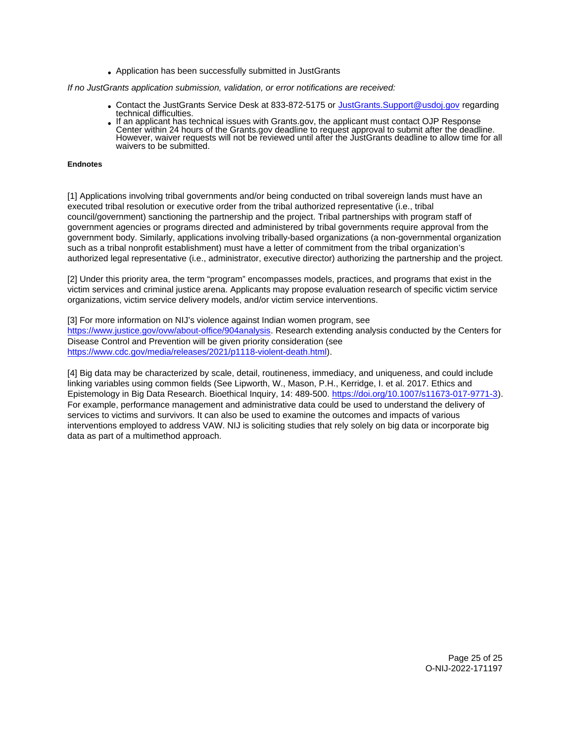- Application has been successfully submitted in JustGrants

*If no JustGrants application submission, validation, or error notifications are received:*

- Contact the JustGrants Service Desk at 833-872-5175 or [JustGrants.Support@usdoj.gov](mailto:JustGrants.Support@usdoj.gov) regarding technical difficulties.
- If an applicant has technical issues with Grants.gov, the applicant must contact OJP Response Center within 24 hours of the Grants.gov deadline to request approval to submit after the deadline. However, waiver requests will not be reviewed until after the JustGrants deadline to allow time for all waivers to be submitted.

**Endnotes**

[1] Applications involving tribal governments and/or being conducted on tribal sovereign lands must have an executed tribal resolution or executive order from the tribal authorized representative (i.e., tribal council/government) sanctioning the partnership and the project. Tribal partnerships with program staff of government agencies or programs directed and administered by tribal governments require approval from the government body. Similarly, applications involving tribally-based organizations (a non-governmental organization such as a tribal nonprofit establishment) must have a letter of commitment from the tribal organization's authorized legal representative (i.e., administrator, executive director) authorizing the partnership and the project.

[2] Under this priority area, the term "program" encompasses models, practices, and programs that exist in the victim services and criminal justice arena. Applicants may propose evaluation research of specific victim service organizations, victim service delivery models, and/or victim service interventions.

[3] For more information on NIJ's violence against Indian women program, see [https://www.justice.gov/ovw/about-office/904analysis](https://www.justice.gov/ovw/about-office/904analysis). Research extending analysis conducted by the Centers for Disease Control and Prevention will be given priority consideration (see [https://www.cdc.gov/media/releases/2021/p1118-violent-death.html](https://www.cdc.gov/media/releases/2021/p1118-violent-death.html)).

[4] Big data may be characterized by scale, detail, routineness, immediacy, and uniqueness, and could include linking variables using common fields (See Lipworth, W., Mason, P.H., Kerridge, I. et al. 2017. Ethics and Epistemology in Big Data Research. Bioethical Inquiry, 14: 489-500. [https://doi.org/10.1007/s11673-017-9771-3](https://doi.org/10.1007/s11673-017-9771-3)). For example, performance management and administrative data could be used to understand the delivery of services to victims and survivors. It can also be used to examine the outcomes and impacts of various interventions employed to address VAW. NIJ is soliciting studies that rely solely on big data or incorporate big data as part of a multimethod approach.